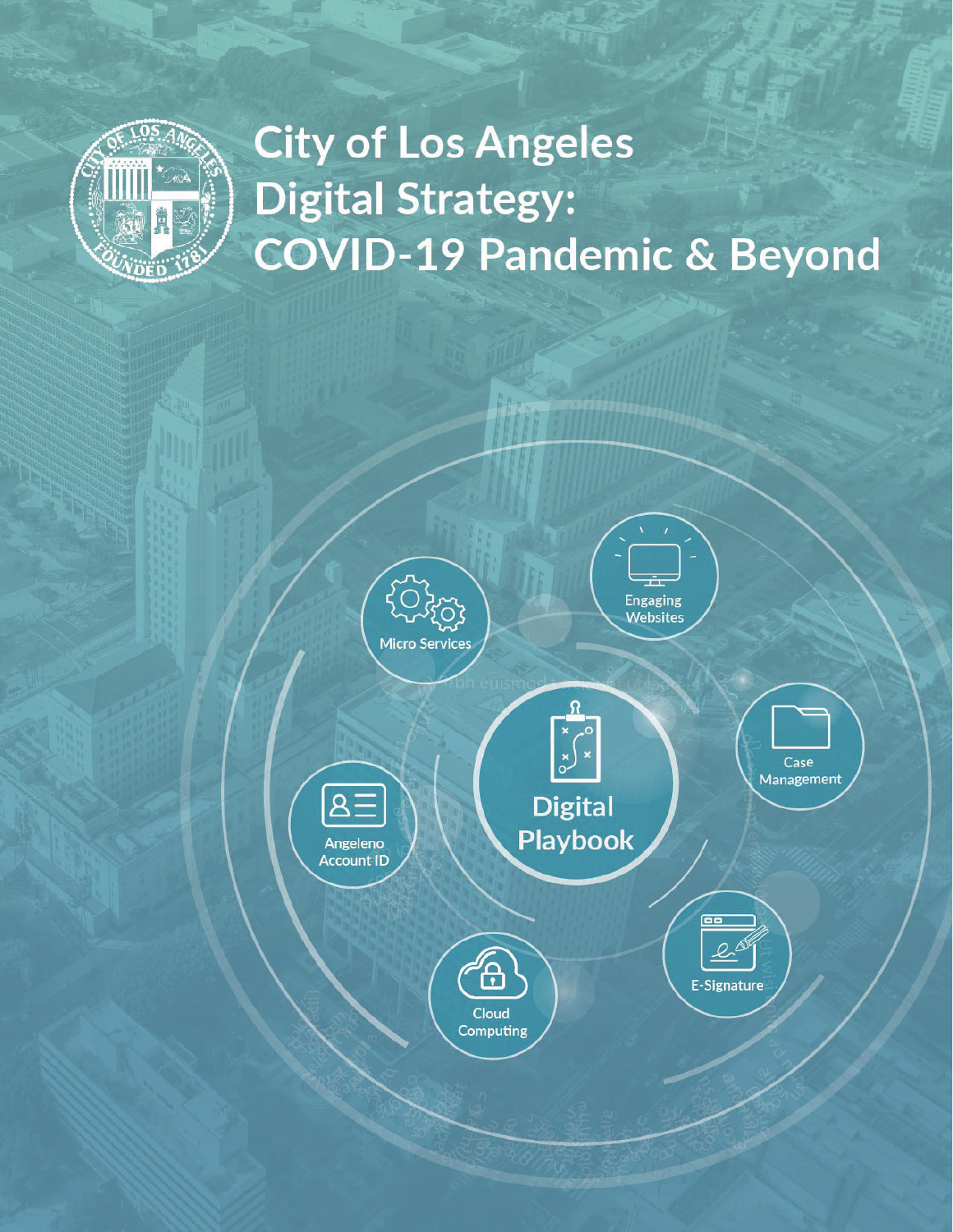# City of Los Angeles Digital Strategy: COVID-19 Pandemic & Beyond

Micro Services

Engaging Websites

Case Management

Digital Playbook

Angeleno Account ID

E-Signature

Cloud Computing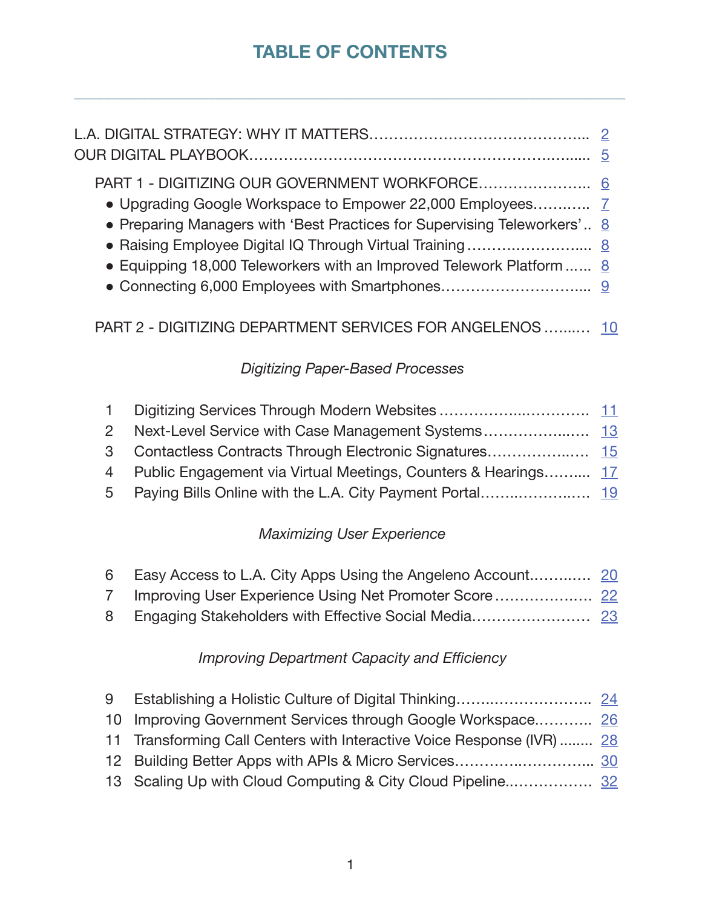# TABLE OF CONTENTS

---

L.A. DIGITAL STRATEGY: WHY IT MATTERS……………………………………….. 2

OUR DIGITAL PLAYBOOK…………………………………………………….…..... 5

PART 1 - DIGITIZING OUR GOVERNMENT WORKFORCE………………….. 6

- Upgrading Google Workspace to Empower 22,000 Employees……….. 7
- Preparing Managers with 'Best Practices for Supervising Teleworkers'.. 8
- Raising Employee Digital IQ Through Virtual Training…………………... 8
- Equipping 18,000 Teleworkers with an Improved Telework Platform...... 8
- Connecting 6,000 Employees with Smartphones………………………... 9

PART 2 - DIGITIZING DEPARTMENT SERVICES FOR ANGELENOS ……..… 10

*Digitizing Paper-Based Processes*

1. Digitizing Services Through Modern Websites …………….………….. 11
2. Next-Level Service with Case Management Systems……………..…. 13
3. Contactless Contracts Through Electronic Signatures………………... 15
4. Public Engagement via Virtual Meetings, Counters & Hearings……... 17
5. Paying Bills Online with the L.A. City Payment Portal…….………..…. 19

*Maximizing User Experience*

6. Easy Access to L.A. City Apps Using the Angeleno Account………... 20
7. Improving User Experience Using Net Promoter Score ……………….. 22
8. Engaging Stakeholders with Effective Social Media…………………… 23

*Improving Department Capacity and Efficiency*

9. Establishing a Holistic Culture of Digital Thinking……..……………….. 24
10. Improving Government Services through Google Workspace.……….. 26
11. Transforming Call Centers with Interactive Voice Response (IVR) ........ 28
12. Building Better Apps with APIs & Micro Services………...…………... 30
13. Scaling Up with Cloud Computing & City Cloud Pipeline..…………… 32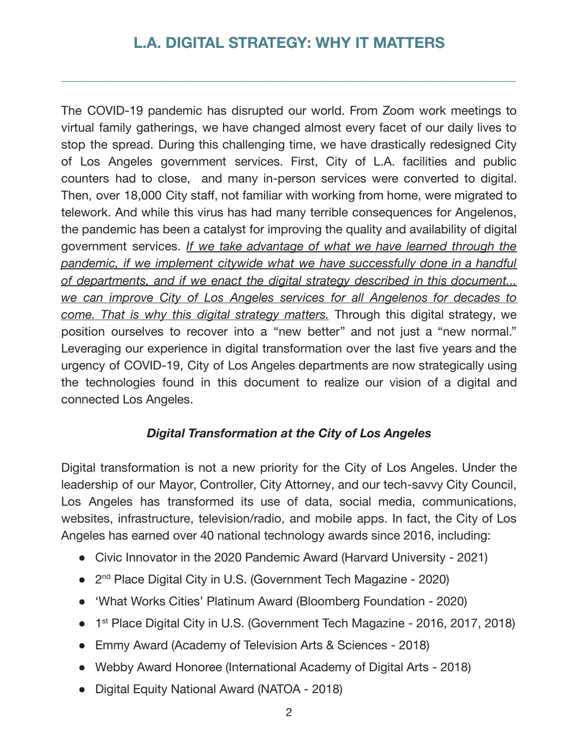# L.A. DIGITAL STRATEGY: WHY IT MATTERS

The COVID-19 pandemic has disrupted our world. From Zoom work meetings to virtual family gatherings, we have changed almost every facet of our daily lives to stop the spread. During this challenging time, we have drastically redesigned City of Los Angeles government services. First, City of L.A. facilities and public counters had to close, and many in-person services were converted to digital. Then, over 18,000 City staff, not familiar with working from home, were migrated to telework. And while this virus has had many terrible consequences for Angelenos, the pandemic has been a catalyst for improving the quality and availability of digital government services. *If we take advantage of what we have learned through the pandemic, if we implement citywide what we have successfully done in a handful of departments, and if we enact the digital strategy described in this document... we can improve City of Los Angeles services for all Angelenos for decades to come. That is why this digital strategy matters.* Through this digital strategy, we position ourselves to recover into a "new better" and not just a "new normal." Leveraging our experience in digital transformation over the last five years and the urgency of COVID-19, City of Los Angeles departments are now strategically using the technologies found in this document to realize our vision of a digital and connected Los Angeles.

### *Digital Transformation at the City of Los Angeles*

Digital transformation is not a new priority for the City of Los Angeles. Under the leadership of our Mayor, Controller, City Attorney, and our tech-savvy City Council, Los Angeles has transformed its use of data, social media, communications, websites, infrastructure, television/radio, and mobile apps. In fact, the City of Los Angeles has earned over 40 national technology awards since 2016, including:

- Civic Innovator in the 2020 Pandemic Award (Harvard University - 2021)
- 2nd Place Digital City in U.S. (Government Tech Magazine - 2020)
- 'What Works Cities' Platinum Award (Bloomberg Foundation - 2020)
- 1st Place Digital City in U.S. (Government Tech Magazine - 2016, 2017, 2018)
- Emmy Award (Academy of Television Arts & Sciences - 2018)
- Webby Award Honoree (International Academy of Digital Arts - 2018)
- Digital Equity National Award (NATOA - 2018)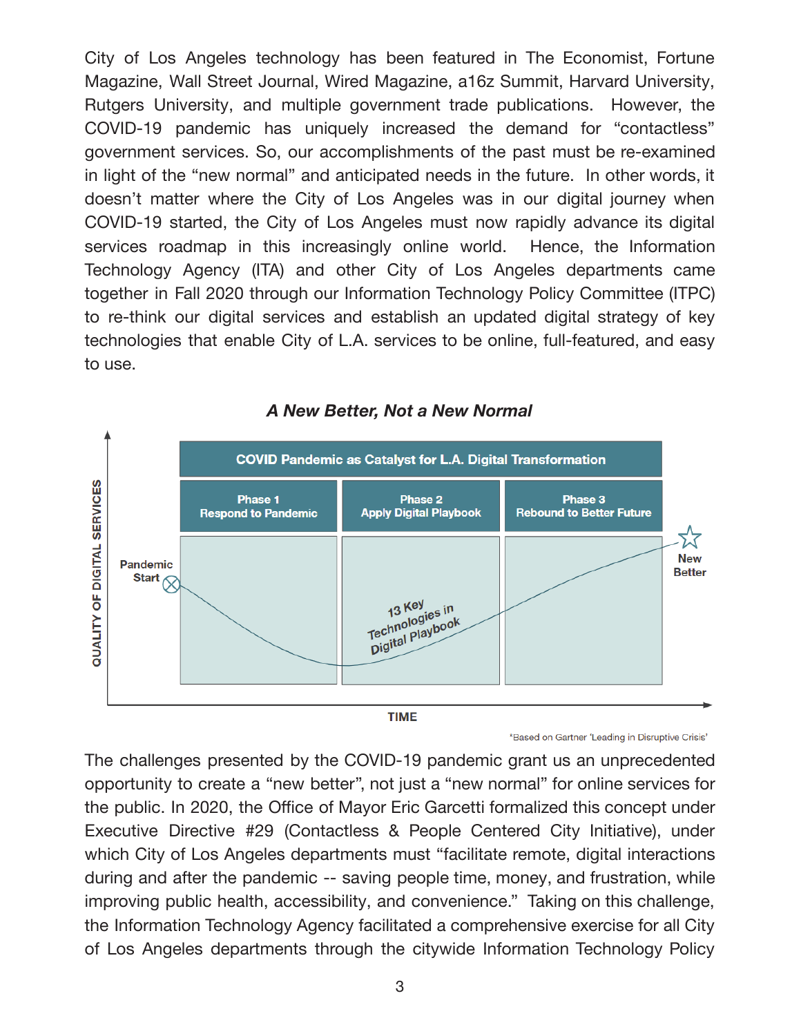City of Los Angeles technology has been featured in The Economist, Fortune Magazine, Wall Street Journal, Wired Magazine, a16z Summit, Harvard University, Rutgers University, and multiple government trade publications. However, the COVID-19 pandemic has uniquely increased the demand for "contactless" government services. So, our accomplishments of the past must be re-examined in light of the "new normal" and anticipated needs in the future. In other words, it doesn't matter where the City of Los Angeles was in our digital journey when COVID-19 started, the City of Los Angeles must now rapidly advance its digital services roadmap in this increasingly online world. Hence, the Information Technology Agency (ITA) and other City of Los Angeles departments came together in Fall 2020 through our Information Technology Policy Committee (ITPC) to re-think our digital services and establish an updated digital strategy of key technologies that enable City of L.A. services to be online, full-featured, and easy to use.

***A New Better, Not a New Normal***

**COVID Pandemic as Catalyst for L.A. Digital Transformation**

| Phase 1 | Phase 2 | Phase 3 |
| --- | --- | --- |
| Respond to Pandemic | Apply Digital Playbook | Rebound to Better Future |

Pandemic Start → 13 Key Technologies in Digital Playbook → New Better

QUALITY OF DIGITAL SERVICES / TIME

*Based on Gartner 'Leading in Disruptive Crisis'

The challenges presented by the COVID-19 pandemic grant us an unprecedented opportunity to create a "new better", not just a "new normal" for online services for the public. In 2020, the Office of Mayor Eric Garcetti formalized this concept under Executive Directive #29 (Contactless & People Centered City Initiative), under which City of Los Angeles departments must "facilitate remote, digital interactions during and after the pandemic -- saving people time, money, and frustration, while improving public health, accessibility, and convenience." Taking on this challenge, the Information Technology Agency facilitated a comprehensive exercise for all City of Los Angeles departments through the citywide Information Technology Policy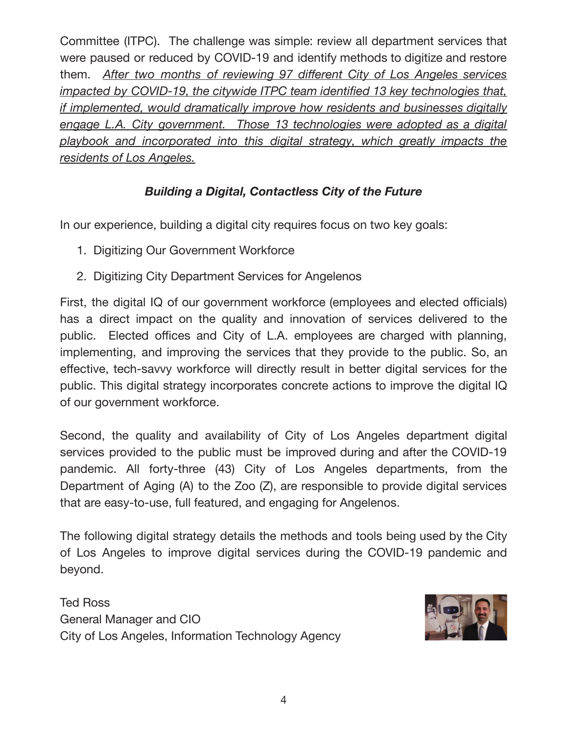Committee (ITPC). The challenge was simple: review all department services that were paused or reduced by COVID-19 and identify methods to digitize and restore them. *After two months of reviewing 97 different City of Los Angeles services impacted by COVID-19, the citywide ITPC team identified 13 key technologies that, if implemented, would dramatically improve how residents and businesses digitally engage L.A. City government. Those 13 technologies were adopted as a digital playbook and incorporated into this digital strategy, which greatly impacts the residents of Los Angeles.*

### *Building a Digital, Contactless City of the Future*

In our experience, building a digital city requires focus on two key goals:

1. Digitizing Our Government Workforce
2. Digitizing City Department Services for Angelenos

First, the digital IQ of our government workforce (employees and elected officials) has a direct impact on the quality and innovation of services delivered to the public. Elected offices and City of L.A. employees are charged with planning, implementing, and improving the services that they provide to the public. So, an effective, tech-savvy workforce will directly result in better digital services for the public. This digital strategy incorporates concrete actions to improve the digital IQ of our government workforce.

Second, the quality and availability of City of Los Angeles department digital services provided to the public must be improved during and after the COVID-19 pandemic. All forty-three (43) City of Los Angeles departments, from the Department of Aging (A) to the Zoo (Z), are responsible to provide digital services that are easy-to-use, full featured, and engaging for Angelenos.

The following digital strategy details the methods and tools being used by the City of Los Angeles to improve digital services during the COVID-19 pandemic and beyond.

Ted Ross
General Manager and CIO
City of Los Angeles, Information Technology Agency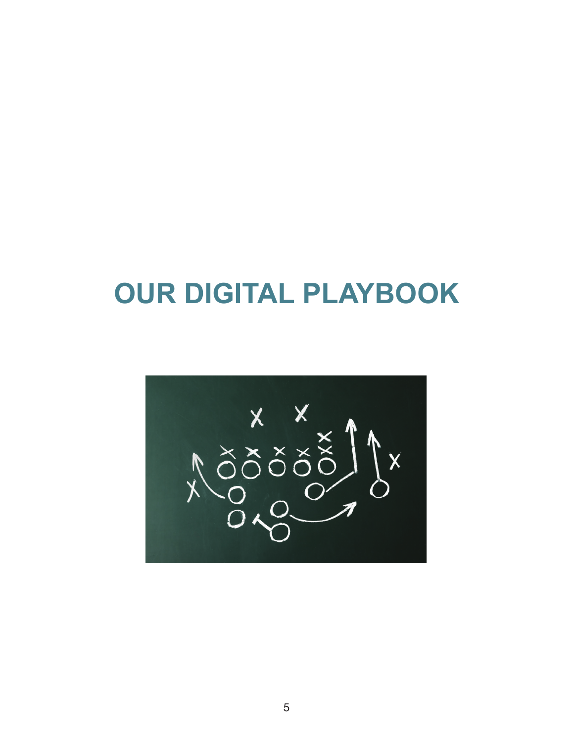# OUR DIGITAL PLAYBOOK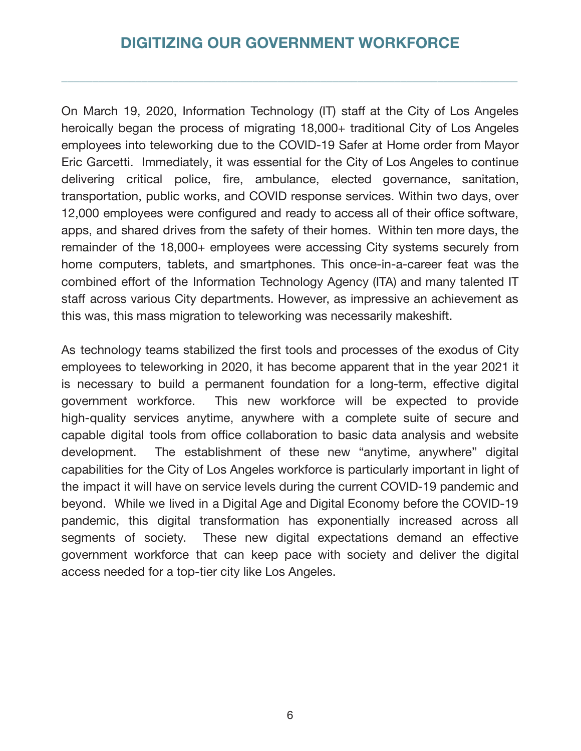# DIGITIZING OUR GOVERNMENT WORKFORCE

---

On March 19, 2020, Information Technology (IT) staff at the City of Los Angeles heroically began the process of migrating 18,000+ traditional City of Los Angeles employees into teleworking due to the COVID-19 Safer at Home order from Mayor Eric Garcetti. Immediately, it was essential for the City of Los Angeles to continue delivering critical police, fire, ambulance, elected governance, sanitation, transportation, public works, and COVID response services. Within two days, over 12,000 employees were configured and ready to access all of their office software, apps, and shared drives from the safety of their homes. Within ten more days, the remainder of the 18,000+ employees were accessing City systems securely from home computers, tablets, and smartphones. This once-in-a-career feat was the combined effort of the Information Technology Agency (ITA) and many talented IT staff across various City departments. However, as impressive an achievement as this was, this mass migration to teleworking was necessarily makeshift.

As technology teams stabilized the first tools and processes of the exodus of City employees to teleworking in 2020, it has become apparent that in the year 2021 it is necessary to build a permanent foundation for a long-term, effective digital government workforce. This new workforce will be expected to provide high-quality services anytime, anywhere with a complete suite of secure and capable digital tools from office collaboration to basic data analysis and website development. The establishment of these new "anytime, anywhere" digital capabilities for the City of Los Angeles workforce is particularly important in light of the impact it will have on service levels during the current COVID-19 pandemic and beyond. While we lived in a Digital Age and Digital Economy before the COVID-19 pandemic, this digital transformation has exponentially increased across all segments of society. These new digital expectations demand an effective government workforce that can keep pace with society and deliver the digital access needed for a top-tier city like Los Angeles.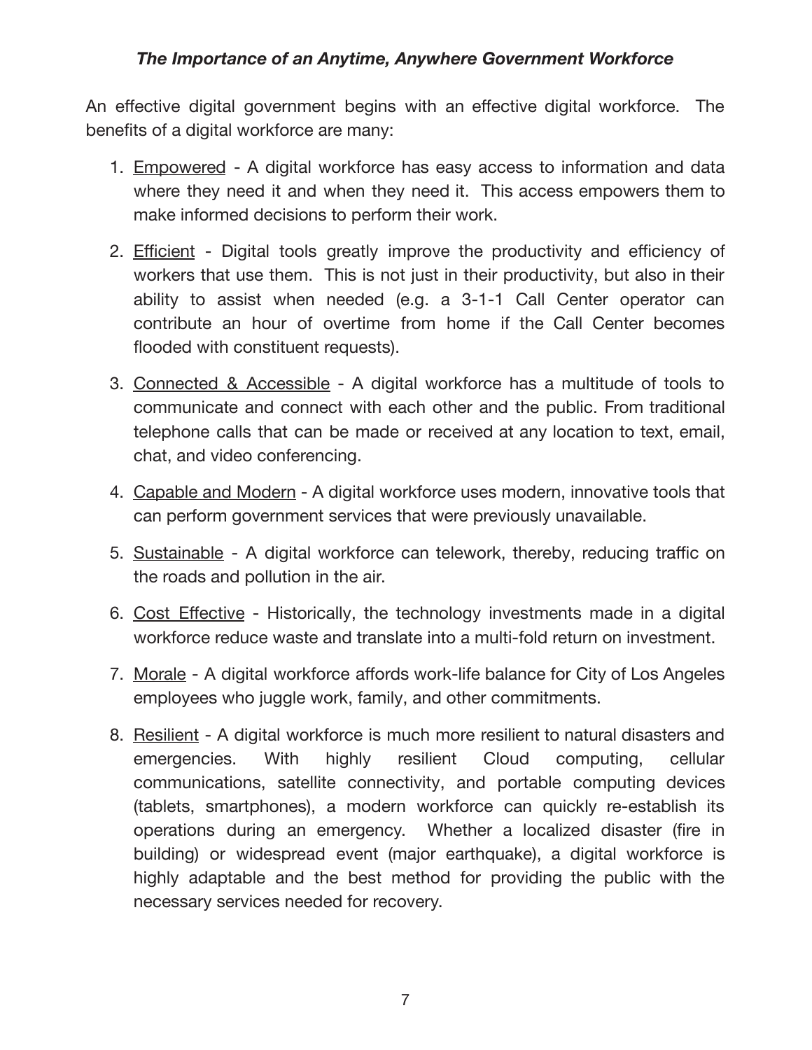### *The Importance of an Anytime, Anywhere Government Workforce*

An effective digital government begins with an effective digital workforce. The benefits of a digital workforce are many:

1. <u>Empowered</u> - A digital workforce has easy access to information and data where they need it and when they need it. This access empowers them to make informed decisions to perform their work.

2. <u>Efficient</u> - Digital tools greatly improve the productivity and efficiency of workers that use them. This is not just in their productivity, but also in their ability to assist when needed (e.g. a 3-1-1 Call Center operator can contribute an hour of overtime from home if the Call Center becomes flooded with constituent requests).

3. <u>Connected & Accessible</u> - A digital workforce has a multitude of tools to communicate and connect with each other and the public. From traditional telephone calls that can be made or received at any location to text, email, chat, and video conferencing.

4. <u>Capable and Modern</u> - A digital workforce uses modern, innovative tools that can perform government services that were previously unavailable.

5. <u>Sustainable</u> - A digital workforce can telework, thereby, reducing traffic on the roads and pollution in the air.

6. <u>Cost Effective</u> - Historically, the technology investments made in a digital workforce reduce waste and translate into a multi-fold return on investment.

7. <u>Morale</u> - A digital workforce affords work-life balance for City of Los Angeles employees who juggle work, family, and other commitments.

8. <u>Resilient</u> - A digital workforce is much more resilient to natural disasters and emergencies. With highly resilient Cloud computing, cellular communications, satellite connectivity, and portable computing devices (tablets, smartphones), a modern workforce can quickly re-establish its operations during an emergency. Whether a localized disaster (fire in building) or widespread event (major earthquake), a digital workforce is highly adaptable and the best method for providing the public with the necessary services needed for recovery.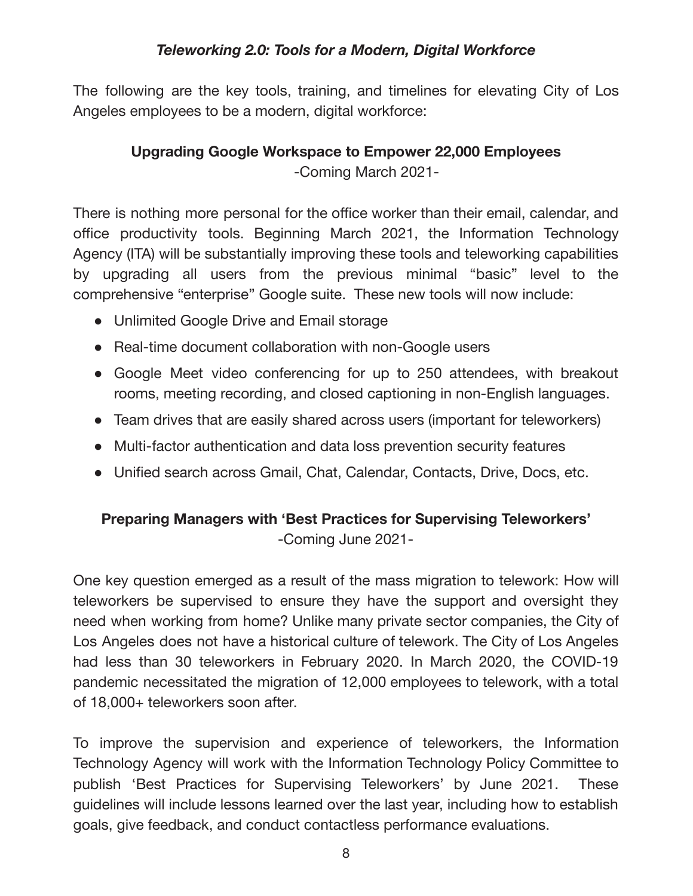***Teleworking 2.0: Tools for a Modern, Digital Workforce***

The following are the key tools, training, and timelines for elevating City of Los Angeles employees to be a modern, digital workforce:

### Upgrading Google Workspace to Empower 22,000 Employees

-Coming March 2021-

There is nothing more personal for the office worker than their email, calendar, and office productivity tools. Beginning March 2021, the Information Technology Agency (ITA) will be substantially improving these tools and teleworking capabilities by upgrading all users from the previous minimal "basic" level to the comprehensive "enterprise" Google suite. These new tools will now include:

- Unlimited Google Drive and Email storage
- Real-time document collaboration with non-Google users
- Google Meet video conferencing for up to 250 attendees, with breakout rooms, meeting recording, and closed captioning in non-English languages.
- Team drives that are easily shared across users (important for teleworkers)
- Multi-factor authentication and data loss prevention security features
- Unified search across Gmail, Chat, Calendar, Contacts, Drive, Docs, etc.

### Preparing Managers with 'Best Practices for Supervising Teleworkers'

-Coming June 2021-

One key question emerged as a result of the mass migration to telework: How will teleworkers be supervised to ensure they have the support and oversight they need when working from home? Unlike many private sector companies, the City of Los Angeles does not have a historical culture of telework. The City of Los Angeles had less than 30 teleworkers in February 2020. In March 2020, the COVID-19 pandemic necessitated the migration of 12,000 employees to telework, with a total of 18,000+ teleworkers soon after.

To improve the supervision and experience of teleworkers, the Information Technology Agency will work with the Information Technology Policy Committee to publish 'Best Practices for Supervising Teleworkers' by June 2021. These guidelines will include lessons learned over the last year, including how to establish goals, give feedback, and conduct contactless performance evaluations.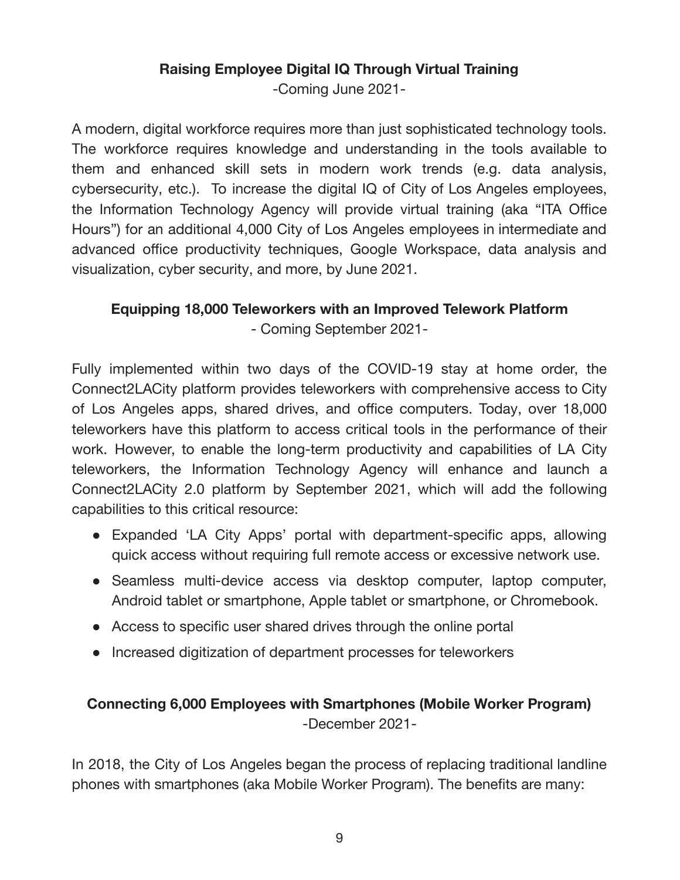## Raising Employee Digital IQ Through Virtual Training

-Coming June 2021-

A modern, digital workforce requires more than just sophisticated technology tools. The workforce requires knowledge and understanding in the tools available to them and enhanced skill sets in modern work trends (e.g. data analysis, cybersecurity, etc.). To increase the digital IQ of City of Los Angeles employees, the Information Technology Agency will provide virtual training (aka "ITA Office Hours") for an additional 4,000 City of Los Angeles employees in intermediate and advanced office productivity techniques, Google Workspace, data analysis and visualization, cyber security, and more, by June 2021.

## Equipping 18,000 Teleworkers with an Improved Telework Platform

- Coming September 2021-

Fully implemented within two days of the COVID-19 stay at home order, the Connect2LACity platform provides teleworkers with comprehensive access to City of Los Angeles apps, shared drives, and office computers. Today, over 18,000 teleworkers have this platform to access critical tools in the performance of their work. However, to enable the long-term productivity and capabilities of LA City teleworkers, the Information Technology Agency will enhance and launch a Connect2LACity 2.0 platform by September 2021, which will add the following capabilities to this critical resource:

- Expanded 'LA City Apps' portal with department-specific apps, allowing quick access without requiring full remote access or excessive network use.
- Seamless multi-device access via desktop computer, laptop computer, Android tablet or smartphone, Apple tablet or smartphone, or Chromebook.
- Access to specific user shared drives through the online portal
- Increased digitization of department processes for teleworkers

## Connecting 6,000 Employees with Smartphones (Mobile Worker Program)

-December 2021-

In 2018, the City of Los Angeles began the process of replacing traditional landline phones with smartphones (aka Mobile Worker Program). The benefits are many: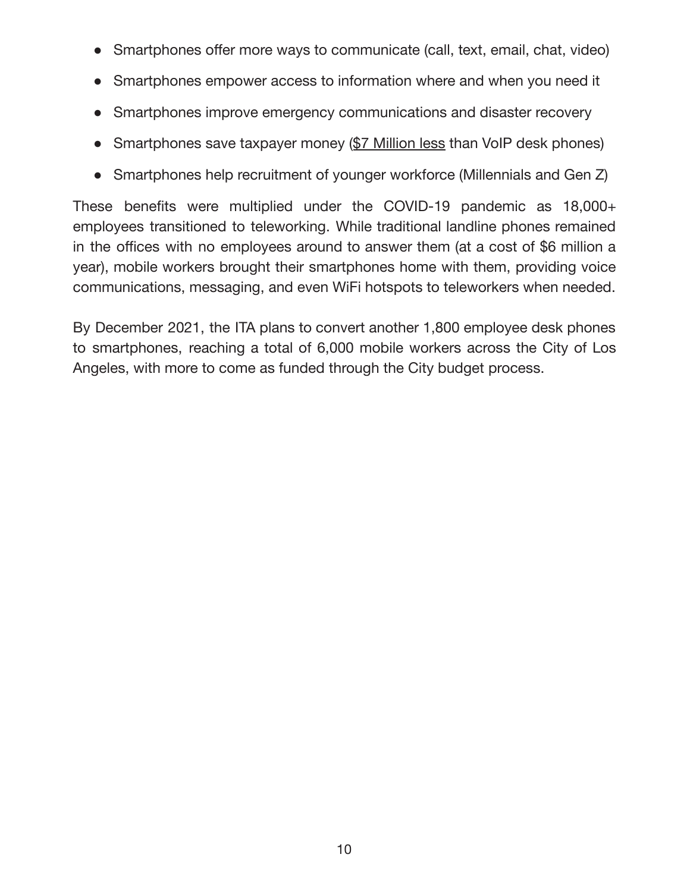- Smartphones offer more ways to communicate (call, text, email, chat, video)
- Smartphones empower access to information where and when you need it
- Smartphones improve emergency communications and disaster recovery
- Smartphones save taxpayer money ($7 Million less than VoIP desk phones)
- Smartphones help recruitment of younger workforce (Millennials and Gen Z)

These benefits were multiplied under the COVID-19 pandemic as 18,000+ employees transitioned to teleworking. While traditional landline phones remained in the offices with no employees around to answer them (at a cost of $6 million a year), mobile workers brought their smartphones home with them, providing voice communications, messaging, and even WiFi hotspots to teleworkers when needed.

By December 2021, the ITA plans to convert another 1,800 employee desk phones to smartphones, reaching a total of 6,000 mobile workers across the City of Los Angeles, with more to come as funded through the City budget process.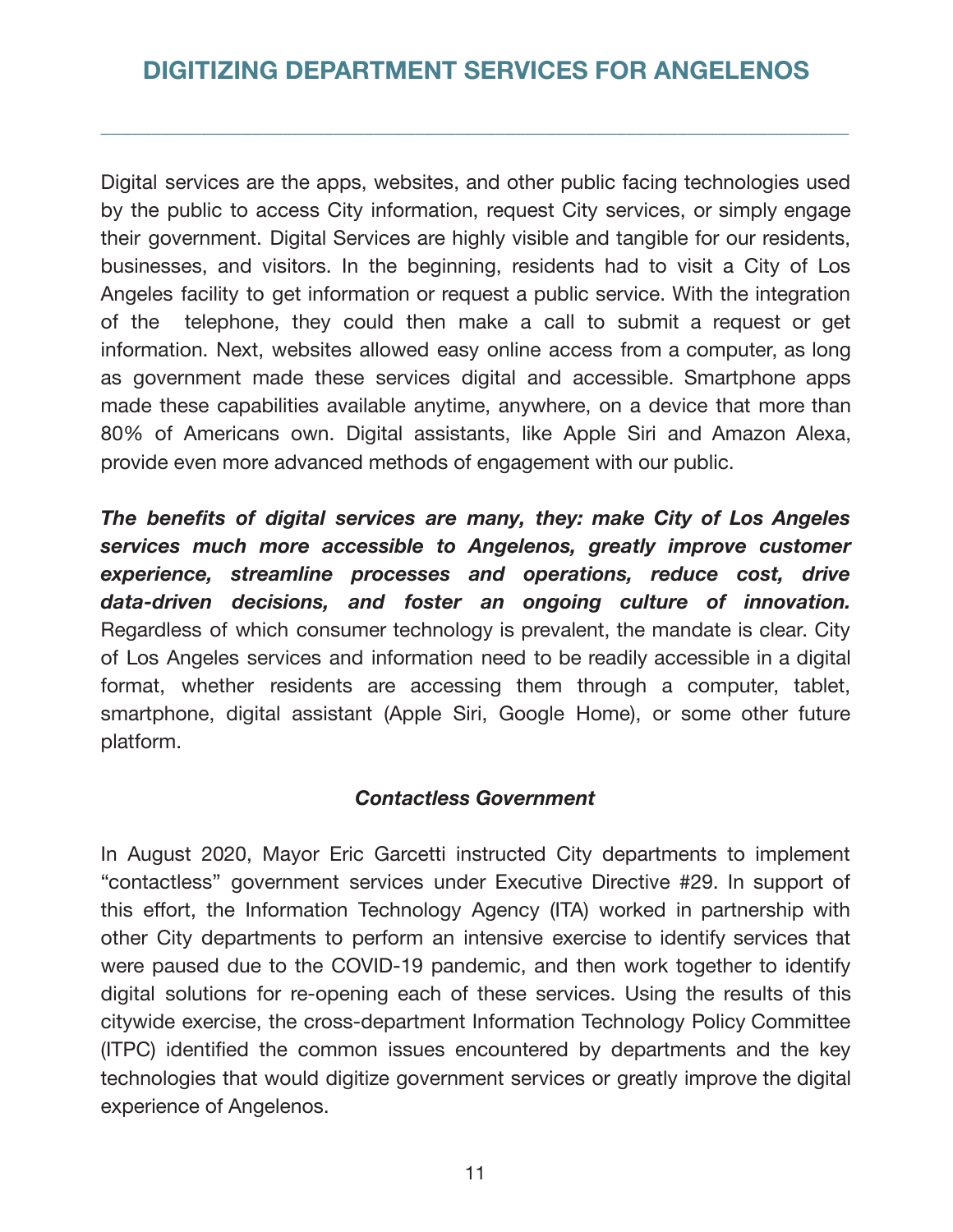## DIGITIZING DEPARTMENT SERVICES FOR ANGELENOS

---

Digital services are the apps, websites, and other public facing technologies used by the public to access City information, request City services, or simply engage their government. Digital Services are highly visible and tangible for our residents, businesses, and visitors. In the beginning, residents had to visit a City of Los Angeles facility to get information or request a public service. With the integration of the telephone, they could then make a call to submit a request or get information. Next, websites allowed easy online access from a computer, as long as government made these services digital and accessible. Smartphone apps made these capabilities available anytime, anywhere, on a device that more than 80% of Americans own. Digital assistants, like Apple Siri and Amazon Alexa, provide even more advanced methods of engagement with our public.

***The benefits of digital services are many, they: make City of Los Angeles services much more accessible to Angelenos, greatly improve customer experience, streamline processes and operations, reduce cost, drive data-driven decisions, and foster an ongoing culture of innovation.*** Regardless of which consumer technology is prevalent, the mandate is clear. City of Los Angeles services and information need to be readily accessible in a digital format, whether residents are accessing them through a computer, tablet, smartphone, digital assistant (Apple Siri, Google Home), or some other future platform.

### *Contactless Government*

In August 2020, Mayor Eric Garcetti instructed City departments to implement "contactless" government services under Executive Directive #29. In support of this effort, the Information Technology Agency (ITA) worked in partnership with other City departments to perform an intensive exercise to identify services that were paused due to the COVID-19 pandemic, and then work together to identify digital solutions for re-opening each of these services. Using the results of this citywide exercise, the cross-department Information Technology Policy Committee (ITPC) identified the common issues encountered by departments and the key technologies that would digitize government services or greatly improve the digital experience of Angelenos.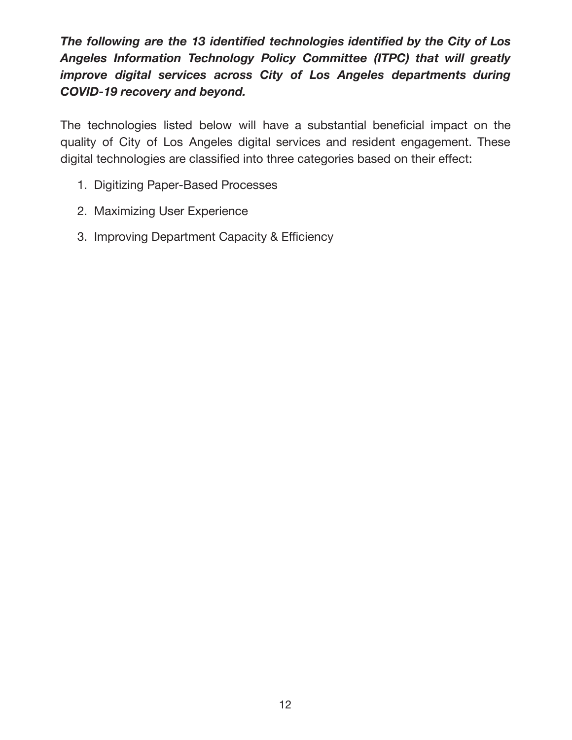***The following are the 13 identified technologies identified by the City of Los Angeles Information Technology Policy Committee (ITPC) that will greatly improve digital services across City of Los Angeles departments during COVID-19 recovery and beyond.***

The technologies listed below will have a substantial beneficial impact on the quality of City of Los Angeles digital services and resident engagement. These digital technologies are classified into three categories based on their effect:

1. Digitizing Paper-Based Processes
2. Maximizing User Experience
3. Improving Department Capacity & Efficiency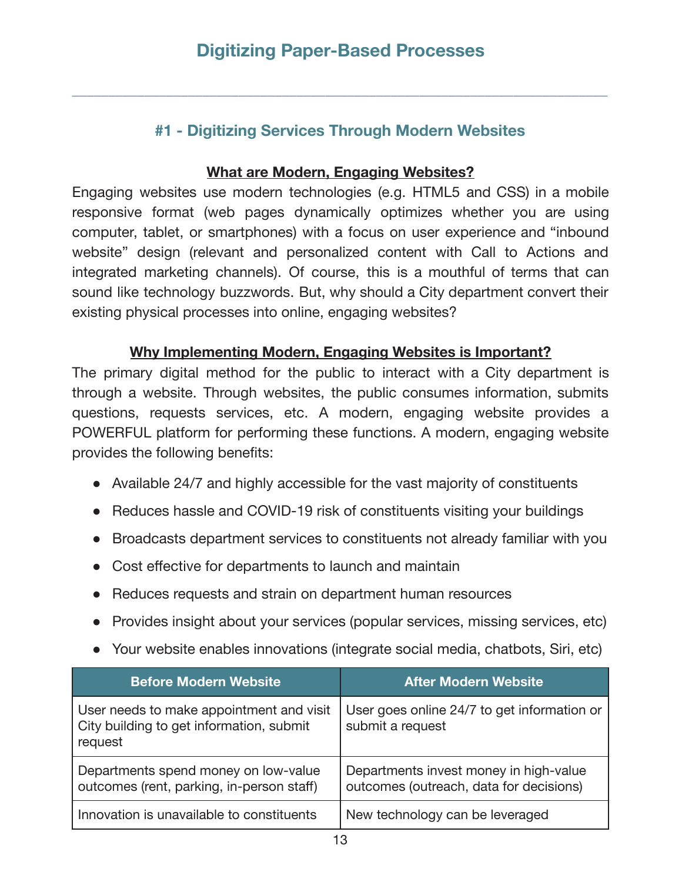# Digitizing Paper-Based Processes

---

## #1 - Digitizing Services Through Modern Websites

### What are Modern, Engaging Websites?

Engaging websites use modern technologies (e.g. HTML5 and CSS) in a mobile responsive format (web pages dynamically optimizes whether you are using computer, tablet, or smartphones) with a focus on user experience and "inbound website" design (relevant and personalized content with Call to Actions and integrated marketing channels). Of course, this is a mouthful of terms that can sound like technology buzzwords. But, why should a City department convert their existing physical processes into online, engaging websites?

### Why Implementing Modern, Engaging Websites is Important?

The primary digital method for the public to interact with a City department is through a website. Through websites, the public consumes information, submits questions, requests services, etc. A modern, engaging website provides a POWERFUL platform for performing these functions. A modern, engaging website provides the following benefits:

- Available 24/7 and highly accessible for the vast majority of constituents
- Reduces hassle and COVID-19 risk of constituents visiting your buildings
- Broadcasts department services to constituents not already familiar with you
- Cost effective for departments to launch and maintain
- Reduces requests and strain on department human resources
- Provides insight about your services (popular services, missing services, etc)
- Your website enables innovations (integrate social media, chatbots, Siri, etc)

| Before Modern Website | After Modern Website |
|---|---|
| User needs to make appointment and visit City building to get information, submit request | User goes online 24/7 to get information or submit a request |
| Departments spend money on low-value outcomes (rent, parking, in-person staff) | Departments invest money in high-value outcomes (outreach, data for decisions) |
| Innovation is unavailable to constituents | New technology can be leveraged |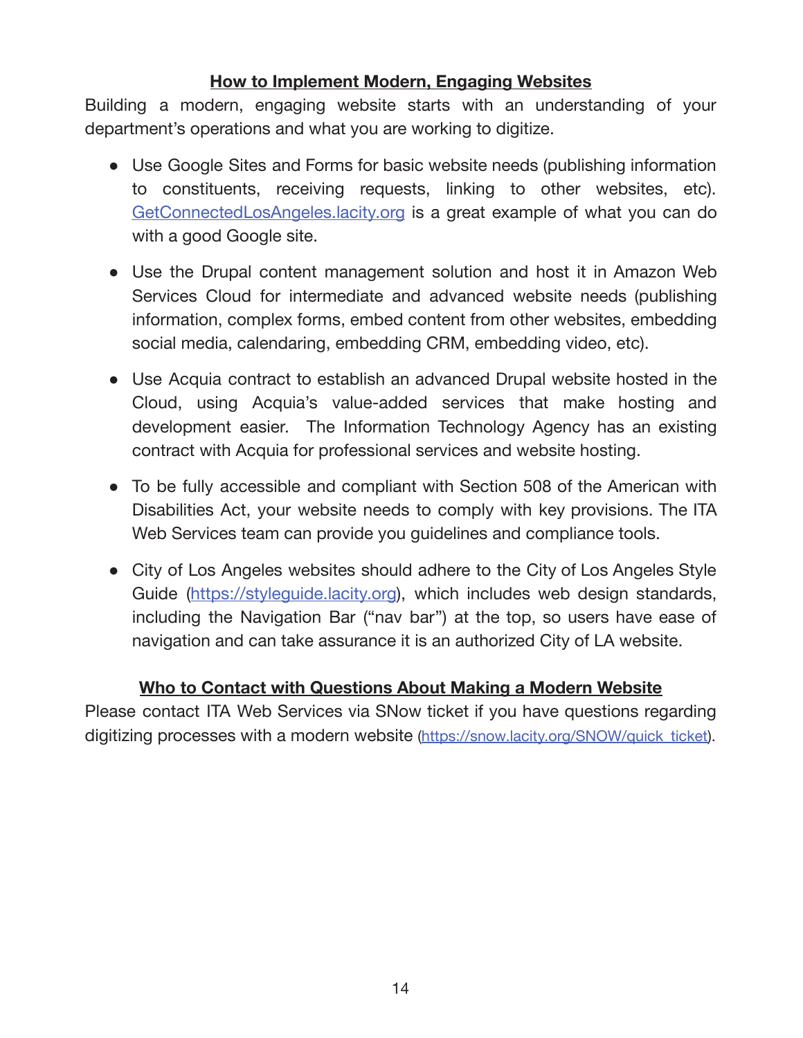## How to Implement Modern, Engaging Websites

Building a modern, engaging website starts with an understanding of your department's operations and what you are working to digitize.

- Use Google Sites and Forms for basic website needs (publishing information to constituents, receiving requests, linking to other websites, etc). GetConnectedLosAngeles.lacity.org is a great example of what you can do with a good Google site.
- Use the Drupal content management solution and host it in Amazon Web Services Cloud for intermediate and advanced website needs (publishing information, complex forms, embed content from other websites, embedding social media, calendaring, embedding CRM, embedding video, etc).
- Use Acquia contract to establish an advanced Drupal website hosted in the Cloud, using Acquia's value-added services that make hosting and development easier. The Information Technology Agency has an existing contract with Acquia for professional services and website hosting.
- To be fully accessible and compliant with Section 508 of the American with Disabilities Act, your website needs to comply with key provisions. The ITA Web Services team can provide you guidelines and compliance tools.
- City of Los Angeles websites should adhere to the City of Los Angeles Style Guide (https://styleguide.lacity.org), which includes web design standards, including the Navigation Bar ("nav bar") at the top, so users have ease of navigation and can take assurance it is an authorized City of LA website.

## Who to Contact with Questions About Making a Modern Website

Please contact ITA Web Services via SNow ticket if you have questions regarding digitizing processes with a modern website (https://snow.lacity.org/SNOW/quick_ticket).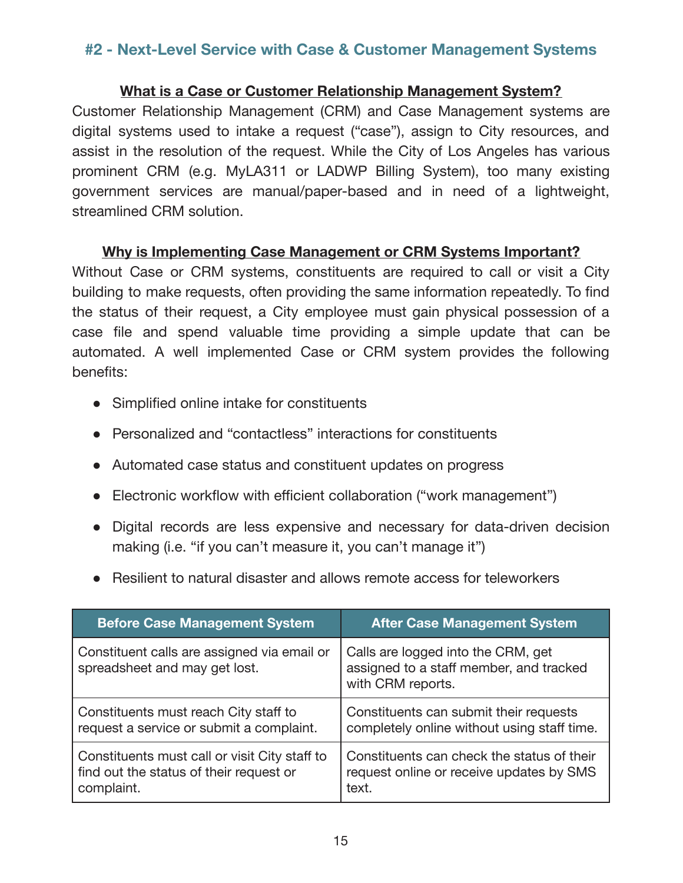## #2 - Next-Level Service with Case & Customer Management Systems

### <u>What is a Case or Customer Relationship Management System?</u>

Customer Relationship Management (CRM) and Case Management systems are digital systems used to intake a request ("case"), assign to City resources, and assist in the resolution of the request. While the City of Los Angeles has various prominent CRM (e.g. MyLA311 or LADWP Billing System), too many existing government services are manual/paper-based and in need of a lightweight, streamlined CRM solution.

### <u>Why is Implementing Case Management or CRM Systems Important?</u>

Without Case or CRM systems, constituents are required to call or visit a City building to make requests, often providing the same information repeatedly. To find the status of their request, a City employee must gain physical possession of a case file and spend valuable time providing a simple update that can be automated. A well implemented Case or CRM system provides the following benefits:

- Simplified online intake for constituents
- Personalized and "contactless" interactions for constituents
- Automated case status and constituent updates on progress
- Electronic workflow with efficient collaboration ("work management")
- Digital records are less expensive and necessary for data-driven decision making (i.e. "if you can't measure it, you can't manage it")
- Resilient to natural disaster and allows remote access for teleworkers

| Before Case Management System | After Case Management System |
| --- | --- |
| Constituent calls are assigned via email or spreadsheet and may get lost. | Calls are logged into the CRM, get assigned to a staff member, and tracked with CRM reports. |
| Constituents must reach City staff to request a service or submit a complaint. | Constituents can submit their requests completely online without using staff time. |
| Constituents must call or visit City staff to find out the status of their request or complaint. | Constituents can check the status of their request online or receive updates by SMS text. |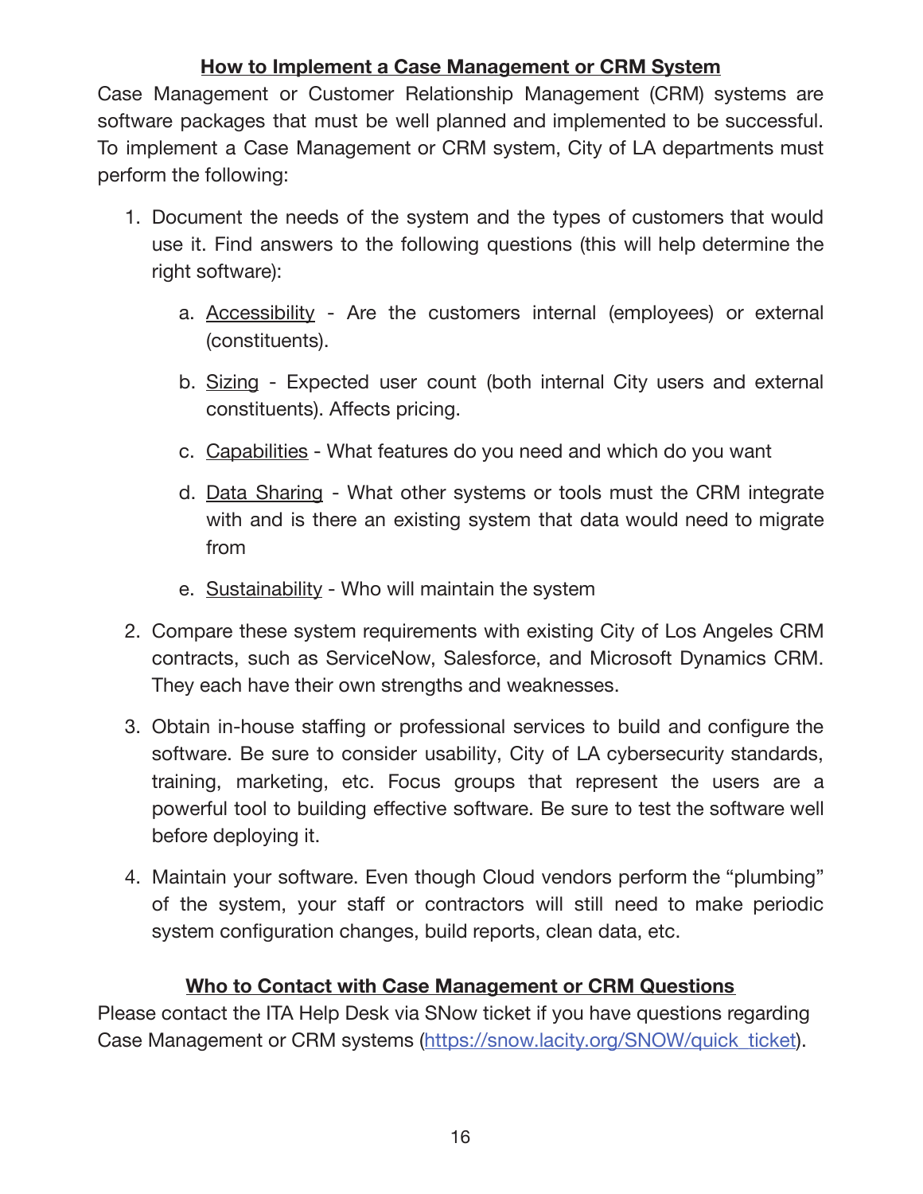## How to Implement a Case Management or CRM System

Case Management or Customer Relationship Management (CRM) systems are software packages that must be well planned and implemented to be successful. To implement a Case Management or CRM system, City of LA departments must perform the following:

1. Document the needs of the system and the types of customers that would use it. Find answers to the following questions (this will help determine the right software):
   a. Accessibility - Are the customers internal (employees) or external (constituents).
   b. Sizing - Expected user count (both internal City users and external constituents). Affects pricing.
   c. Capabilities - What features do you need and which do you want
   d. Data Sharing - What other systems or tools must the CRM integrate with and is there an existing system that data would need to migrate from
   e. Sustainability - Who will maintain the system
2. Compare these system requirements with existing City of Los Angeles CRM contracts, such as ServiceNow, Salesforce, and Microsoft Dynamics CRM. They each have their own strengths and weaknesses.
3. Obtain in-house staffing or professional services to build and configure the software. Be sure to consider usability, City of LA cybersecurity standards, training, marketing, etc. Focus groups that represent the users are a powerful tool to building effective software. Be sure to test the software well before deploying it.
4. Maintain your software. Even though Cloud vendors perform the "plumbing" of the system, your staff or contractors will still need to make periodic system configuration changes, build reports, clean data, etc.

## Who to Contact with Case Management or CRM Questions

Please contact the ITA Help Desk via SNow ticket if you have questions regarding Case Management or CRM systems (https://snow.lacity.org/SNOW/quick_ticket).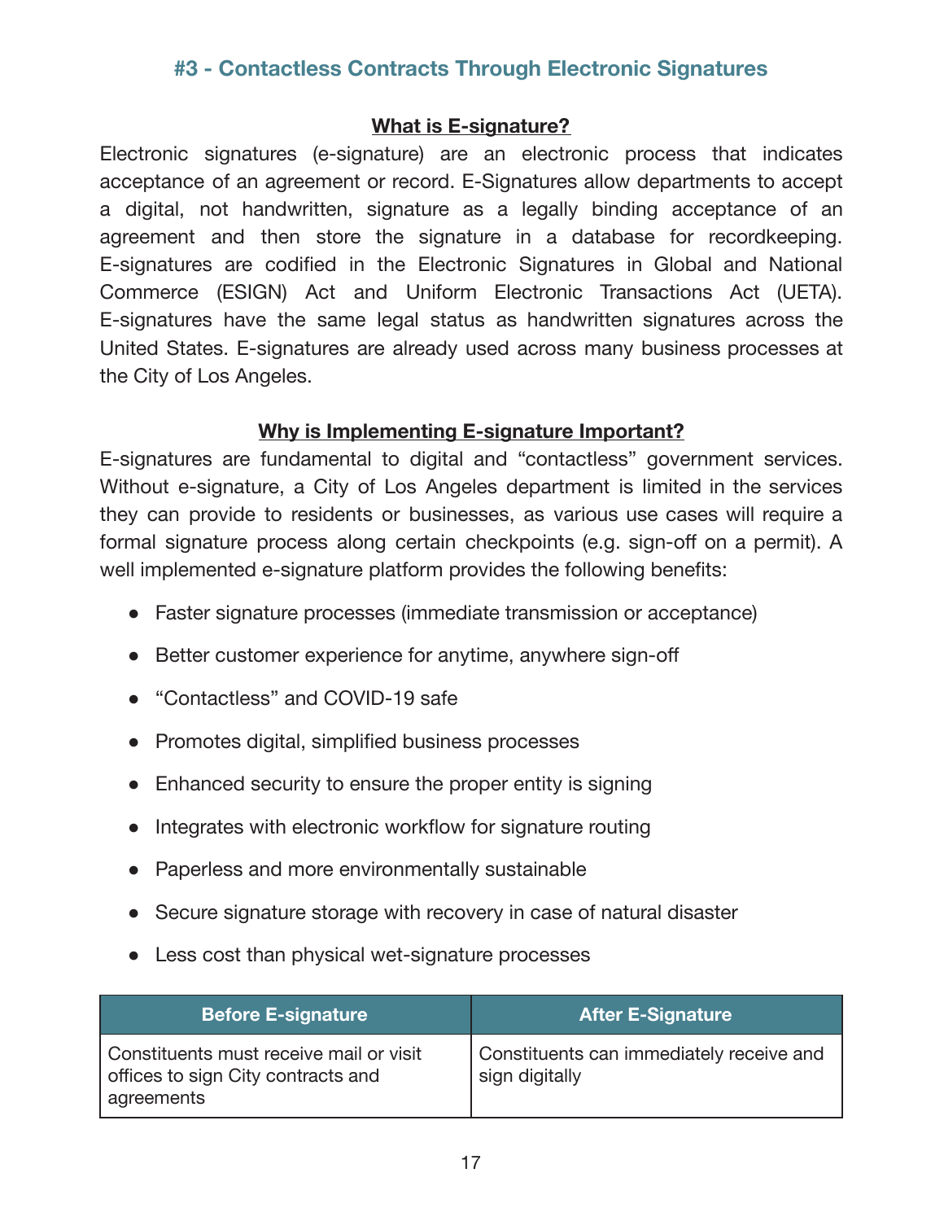## #3 - Contactless Contracts Through Electronic Signatures

### What is E-signature?

Electronic signatures (e-signature) are an electronic process that indicates acceptance of an agreement or record. E-Signatures allow departments to accept a digital, not handwritten, signature as a legally binding acceptance of an agreement and then store the signature in a database for recordkeeping. E-signatures are codified in the Electronic Signatures in Global and National Commerce (ESIGN) Act and Uniform Electronic Transactions Act (UETA). E-signatures have the same legal status as handwritten signatures across the United States. E-signatures are already used across many business processes at the City of Los Angeles.

### Why is Implementing E-signature Important?

E-signatures are fundamental to digital and "contactless" government services. Without e-signature, a City of Los Angeles department is limited in the services they can provide to residents or businesses, as various use cases will require a formal signature process along certain checkpoints (e.g. sign-off on a permit). A well implemented e-signature platform provides the following benefits:

- Faster signature processes (immediate transmission or acceptance)
- Better customer experience for anytime, anywhere sign-off
- "Contactless" and COVID-19 safe
- Promotes digital, simplified business processes
- Enhanced security to ensure the proper entity is signing
- Integrates with electronic workflow for signature routing
- Paperless and more environmentally sustainable
- Secure signature storage with recovery in case of natural disaster
- Less cost than physical wet-signature processes

| Before E-signature | After E-Signature |
| --- | --- |
| Constituents must receive mail or visit offices to sign City contracts and agreements | Constituents can immediately receive and sign digitally |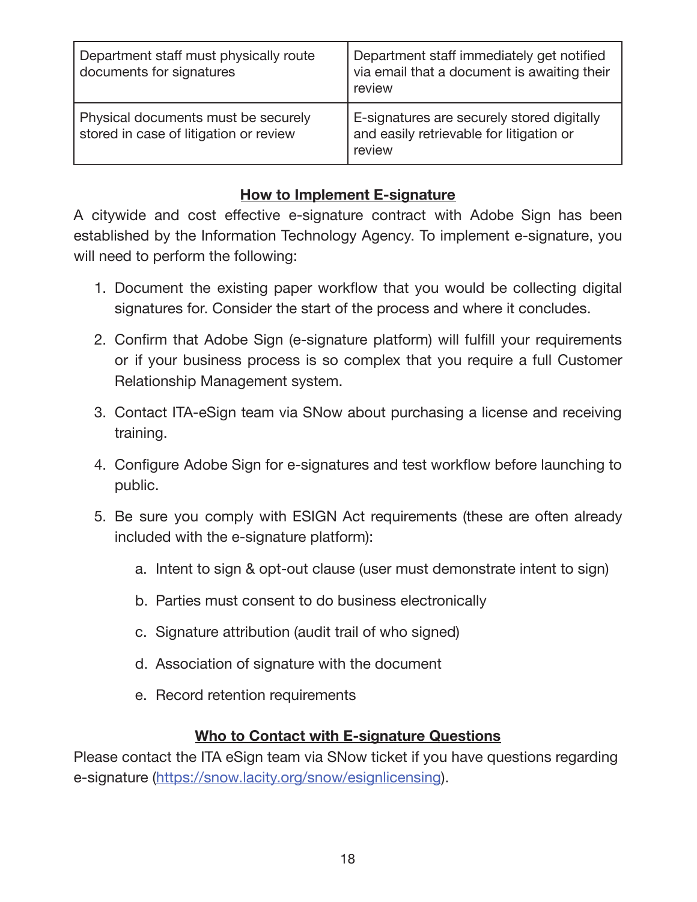| Department staff must physically route documents for signatures | Department staff immediately get notified via email that a document is awaiting their review |
|---|---|
| Physical documents must be securely stored in case of litigation or review | E-signatures are securely stored digitally and easily retrievable for litigation or review |

## How to Implement E-signature

A citywide and cost effective e-signature contract with Adobe Sign has been established by the Information Technology Agency. To implement e-signature, you will need to perform the following:

1. Document the existing paper workflow that you would be collecting digital signatures for. Consider the start of the process and where it concludes.
2. Confirm that Adobe Sign (e-signature platform) will fulfill your requirements or if your business process is so complex that you require a full Customer Relationship Management system.
3. Contact ITA-eSign team via SNow about purchasing a license and receiving training.
4. Configure Adobe Sign for e-signatures and test workflow before launching to public.
5. Be sure you comply with ESIGN Act requirements (these are often already included with the e-signature platform):
    a. Intent to sign & opt-out clause (user must demonstrate intent to sign)
    b. Parties must consent to do business electronically
    c. Signature attribution (audit trail of who signed)
    d. Association of signature with the document
    e. Record retention requirements

## Who to Contact with E-signature Questions

Please contact the ITA eSign team via SNow ticket if you have questions regarding e-signature (https://snow.lacity.org/snow/esignlicensing).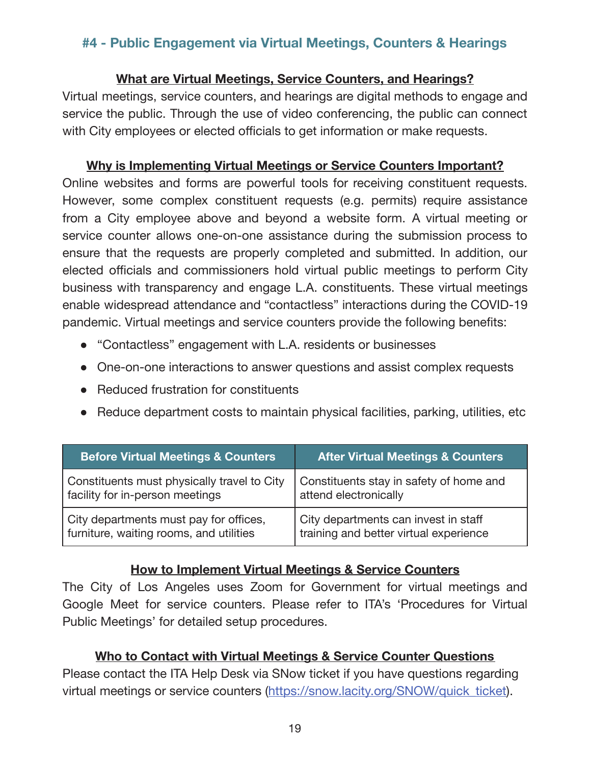## #4 - Public Engagement via Virtual Meetings, Counters & Hearings

### What are Virtual Meetings, Service Counters, and Hearings?

Virtual meetings, service counters, and hearings are digital methods to engage and service the public. Through the use of video conferencing, the public can connect with City employees or elected officials to get information or make requests.

### Why is Implementing Virtual Meetings or Service Counters Important?

Online websites and forms are powerful tools for receiving constituent requests. However, some complex constituent requests (e.g. permits) require assistance from a City employee above and beyond a website form. A virtual meeting or service counter allows one-on-one assistance during the submission process to ensure that the requests are properly completed and submitted. In addition, our elected officials and commissioners hold virtual public meetings to perform City business with transparency and engage L.A. constituents. These virtual meetings enable widespread attendance and "contactless" interactions during the COVID-19 pandemic. Virtual meetings and service counters provide the following benefits:

- "Contactless" engagement with L.A. residents or businesses
- One-on-one interactions to answer questions and assist complex requests
- Reduced frustration for constituents
- Reduce department costs to maintain physical facilities, parking, utilities, etc

| Before Virtual Meetings & Counters | After Virtual Meetings & Counters |
| --- | --- |
| Constituents must physically travel to City facility for in-person meetings | Constituents stay in safety of home and attend electronically |
| City departments must pay for offices, furniture, waiting rooms, and utilities | City departments can invest in staff training and better virtual experience |

### How to Implement Virtual Meetings & Service Counters

The City of Los Angeles uses Zoom for Government for virtual meetings and Google Meet for service counters. Please refer to ITA's 'Procedures for Virtual Public Meetings' for detailed setup procedures.

### Who to Contact with Virtual Meetings & Service Counter Questions

Please contact the ITA Help Desk via SNow ticket if you have questions regarding virtual meetings or service counters (https://snow.lacity.org/SNOW/quick_ticket).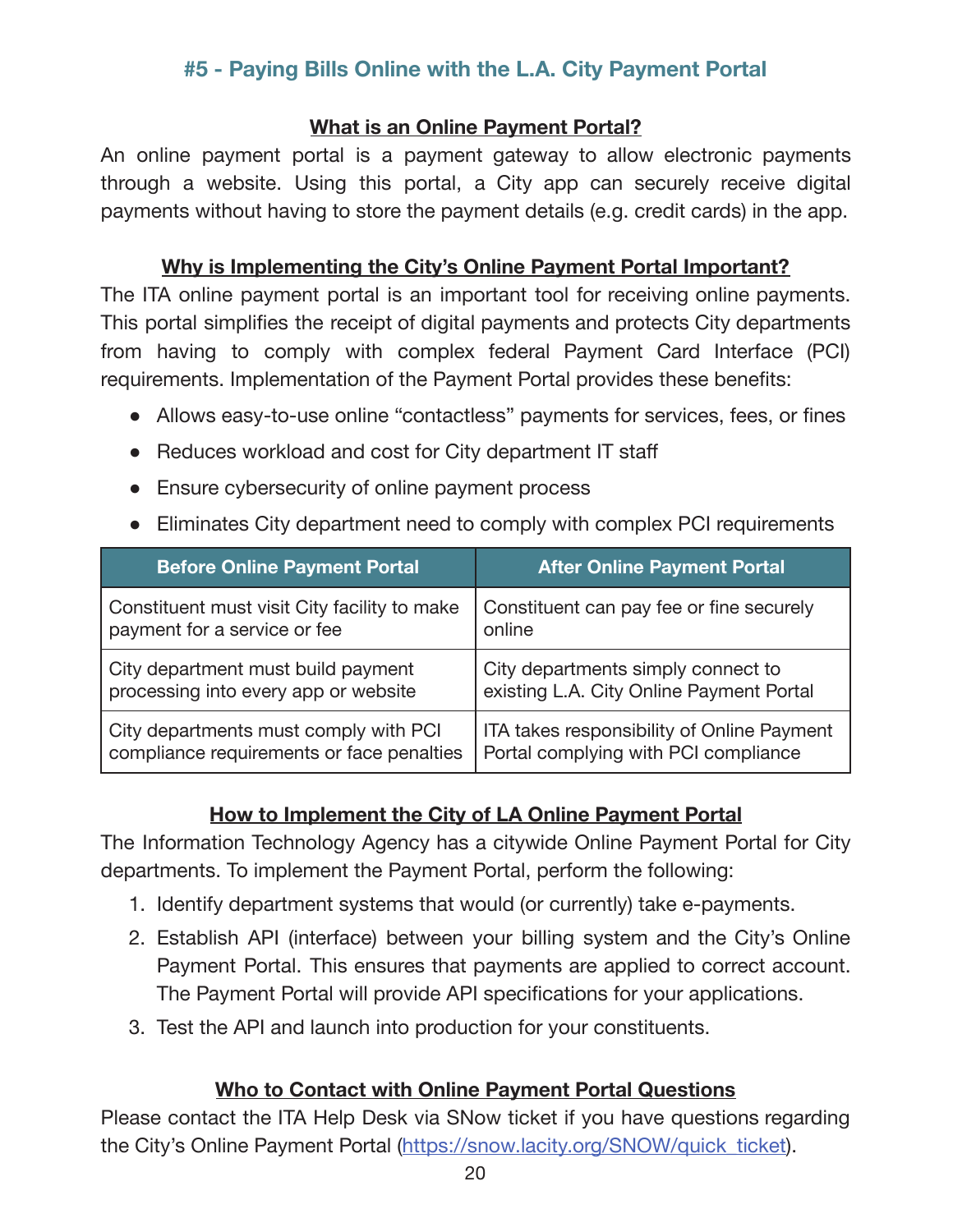## #5 - Paying Bills Online with the L.A. City Payment Portal

### What is an Online Payment Portal?

An online payment portal is a payment gateway to allow electronic payments through a website. Using this portal, a City app can securely receive digital payments without having to store the payment details (e.g. credit cards) in the app.

### Why is Implementing the City's Online Payment Portal Important?

The ITA online payment portal is an important tool for receiving online payments. This portal simplifies the receipt of digital payments and protects City departments from having to comply with complex federal Payment Card Interface (PCI) requirements. Implementation of the Payment Portal provides these benefits:

- Allows easy-to-use online "contactless" payments for services, fees, or fines
- Reduces workload and cost for City department IT staff
- Ensure cybersecurity of online payment process
- Eliminates City department need to comply with complex PCI requirements

| Before Online Payment Portal | After Online Payment Portal |
|---|---|
| Constituent must visit City facility to make payment for a service or fee | Constituent can pay fee or fine securely online |
| City department must build payment processing into every app or website | City departments simply connect to existing L.A. City Online Payment Portal |
| City departments must comply with PCI compliance requirements or face penalties | ITA takes responsibility of Online Payment Portal complying with PCI compliance |

### How to Implement the City of LA Online Payment Portal

The Information Technology Agency has a citywide Online Payment Portal for City departments. To implement the Payment Portal, perform the following:

1. Identify department systems that would (or currently) take e-payments.
2. Establish API (interface) between your billing system and the City's Online Payment Portal. This ensures that payments are applied to correct account. The Payment Portal will provide API specifications for your applications.
3. Test the API and launch into production for your constituents.

### Who to Contact with Online Payment Portal Questions

Please contact the ITA Help Desk via SNow ticket if you have questions regarding the City's Online Payment Portal (https://snow.lacity.org/SNOW/quick_ticket).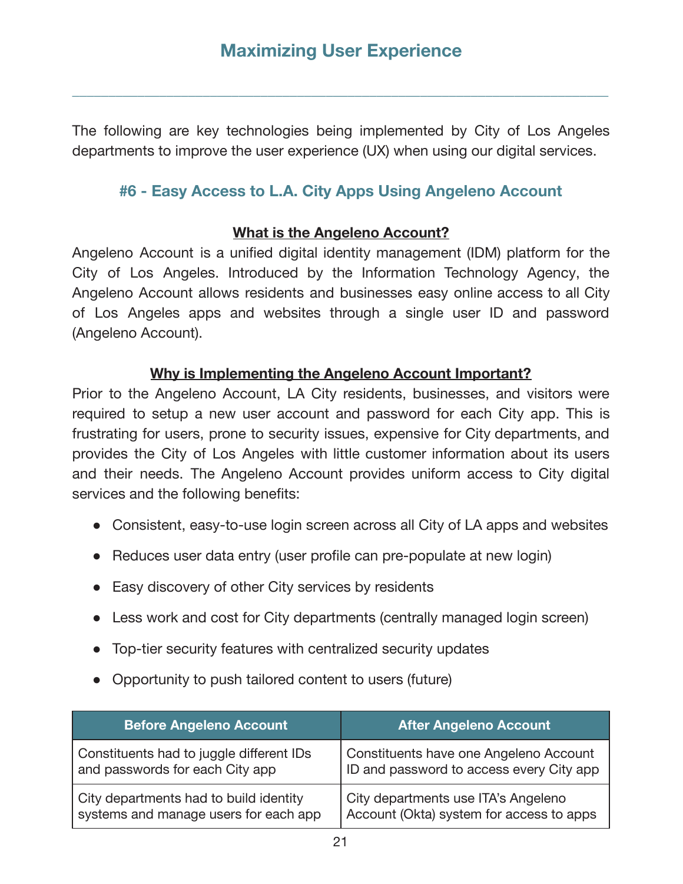# Maximizing User Experience

The following are key technologies being implemented by City of Los Angeles departments to improve the user experience (UX) when using our digital services.

## #6 - Easy Access to L.A. City Apps Using Angeleno Account

### What is the Angeleno Account?

Angeleno Account is a unified digital identity management (IDM) platform for the City of Los Angeles. Introduced by the Information Technology Agency, the Angeleno Account allows residents and businesses easy online access to all City of Los Angeles apps and websites through a single user ID and password (Angeleno Account).

### Why is Implementing the Angeleno Account Important?

Prior to the Angeleno Account, LA City residents, businesses, and visitors were required to setup a new user account and password for each City app. This is frustrating for users, prone to security issues, expensive for City departments, and provides the City of Los Angeles with little customer information about its users and their needs. The Angeleno Account provides uniform access to City digital services and the following benefits:

- Consistent, easy-to-use login screen across all City of LA apps and websites
- Reduces user data entry (user profile can pre-populate at new login)
- Easy discovery of other City services by residents
- Less work and cost for City departments (centrally managed login screen)
- Top-tier security features with centralized security updates
- Opportunity to push tailored content to users (future)

| Before Angeleno Account | After Angeleno Account |
|---|---|
| Constituents had to juggle different IDs and passwords for each City app | Constituents have one Angeleno Account ID and password to access every City app |
| City departments had to build identity systems and manage users for each app | City departments use ITA's Angeleno Account (Okta) system for access to apps |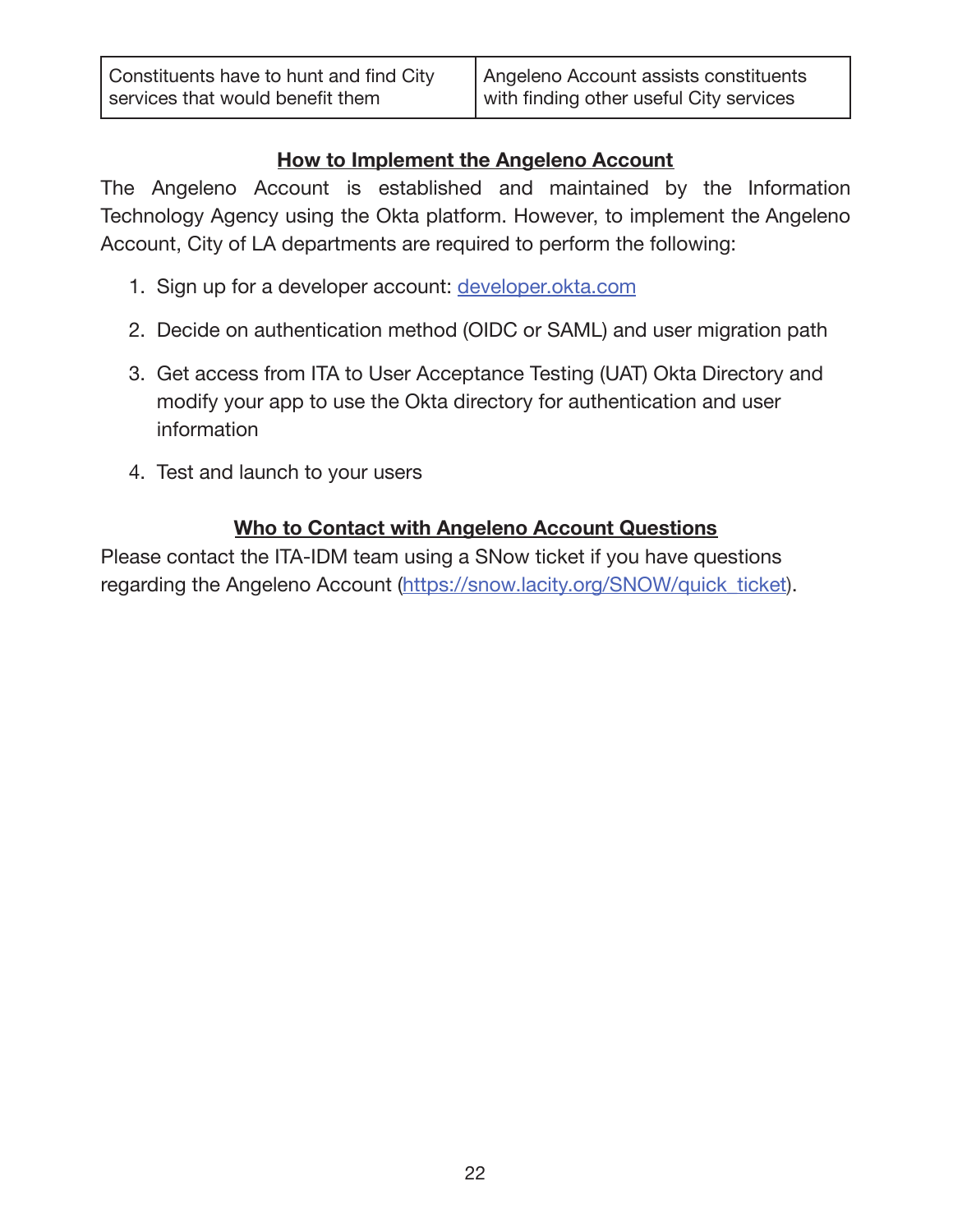| Constituents have to hunt and find City services that would benefit them | Angeleno Account assists constituents with finding other useful City services |
|---|---|

## How to Implement the Angeleno Account

The Angeleno Account is established and maintained by the Information Technology Agency using the Okta platform. However, to implement the Angeleno Account, City of LA departments are required to perform the following:

1. Sign up for a developer account: [developer.okta.com](developer.okta.com)
2. Decide on authentication method (OIDC or SAML) and user migration path
3. Get access from ITA to User Acceptance Testing (UAT) Okta Directory and modify your app to use the Okta directory for authentication and user information
4. Test and launch to your users

## Who to Contact with Angeleno Account Questions

Please contact the ITA-IDM team using a SNow ticket if you have questions regarding the Angeleno Account ([https://snow.lacity.org/SNOW/quick_ticket](https://snow.lacity.org/SNOW/quick_ticket)).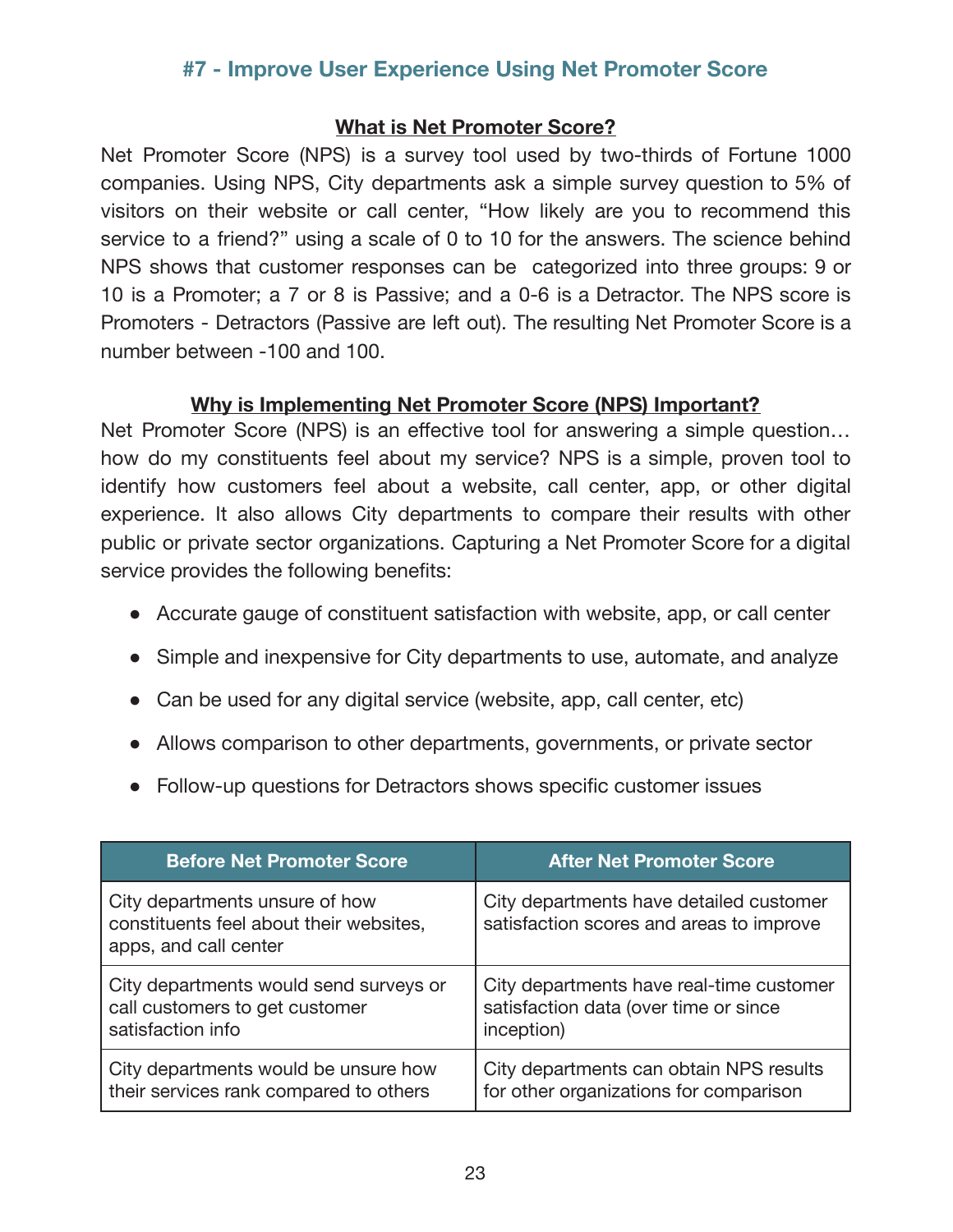## #7 - Improve User Experience Using Net Promoter Score

### What is Net Promoter Score?

Net Promoter Score (NPS) is a survey tool used by two-thirds of Fortune 1000 companies. Using NPS, City departments ask a simple survey question to 5% of visitors on their website or call center, "How likely are you to recommend this service to a friend?" using a scale of 0 to 10 for the answers. The science behind NPS shows that customer responses can be categorized into three groups: 9 or 10 is a Promoter; a 7 or 8 is Passive; and a 0-6 is a Detractor. The NPS score is Promoters - Detractors (Passive are left out). The resulting Net Promoter Score is a number between -100 and 100.

### Why is Implementing Net Promoter Score (NPS) Important?

Net Promoter Score (NPS) is an effective tool for answering a simple question… how do my constituents feel about my service? NPS is a simple, proven tool to identify how customers feel about a website, call center, app, or other digital experience. It also allows City departments to compare their results with other public or private sector organizations. Capturing a Net Promoter Score for a digital service provides the following benefits:

- Accurate gauge of constituent satisfaction with website, app, or call center
- Simple and inexpensive for City departments to use, automate, and analyze
- Can be used for any digital service (website, app, call center, etc)
- Allows comparison to other departments, governments, or private sector
- Follow-up questions for Detractors shows specific customer issues

| Before Net Promoter Score | After Net Promoter Score |
|---|---|
| City departments unsure of how constituents feel about their websites, apps, and call center | City departments have detailed customer satisfaction scores and areas to improve |
| City departments would send surveys or call customers to get customer satisfaction info | City departments have real-time customer satisfaction data (over time or since inception) |
| City departments would be unsure how their services rank compared to others | City departments can obtain NPS results for other organizations for comparison |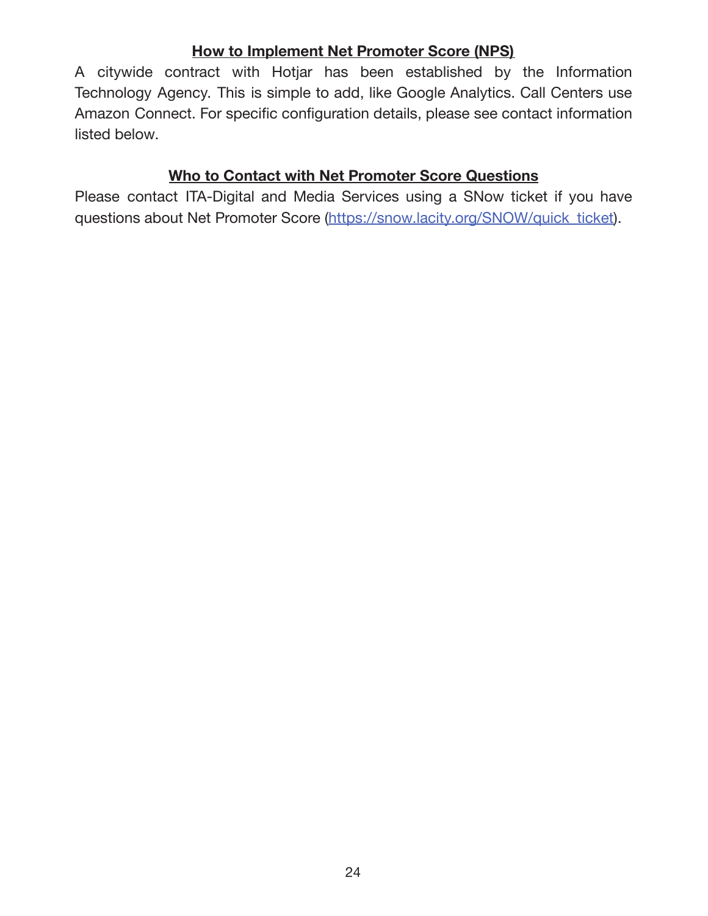## How to Implement Net Promoter Score (NPS)

A citywide contract with Hotjar has been established by the Information Technology Agency. This is simple to add, like Google Analytics. Call Centers use Amazon Connect. For specific configuration details, please see contact information listed below.

## Who to Contact with Net Promoter Score Questions

Please contact ITA-Digital and Media Services using a SNow ticket if you have questions about Net Promoter Score ([https://snow.lacity.org/SNOW/quick_ticket](https://snow.lacity.org/SNOW/quick_ticket)).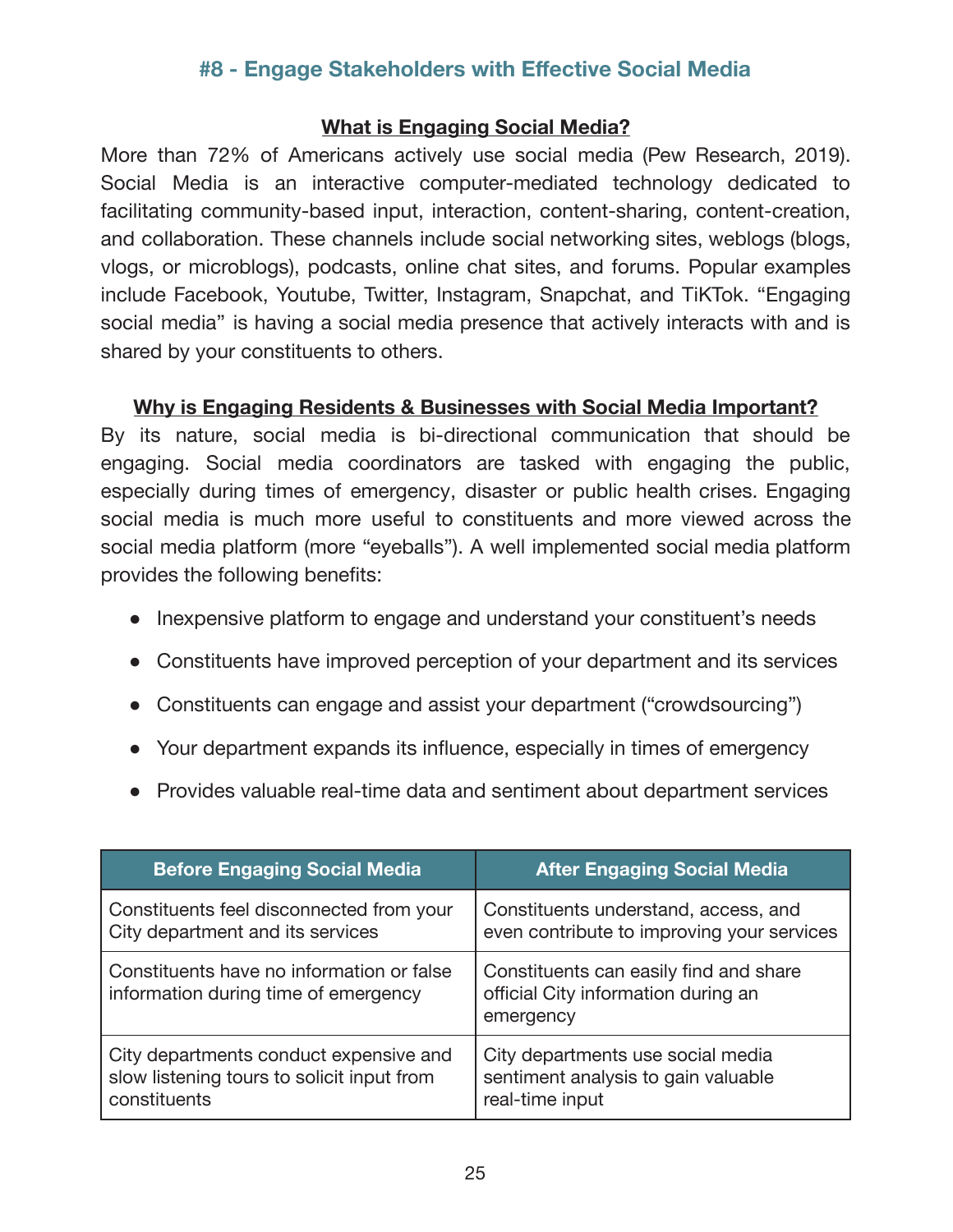## #8 - Engage Stakeholders with Effective Social Media

### What is Engaging Social Media?

More than 72% of Americans actively use social media (Pew Research, 2019). Social Media is an interactive computer-mediated technology dedicated to facilitating community-based input, interaction, content-sharing, content-creation, and collaboration. These channels include social networking sites, weblogs (blogs, vlogs, or microblogs), podcasts, online chat sites, and forums. Popular examples include Facebook, Youtube, Twitter, Instagram, Snapchat, and TiKTok. "Engaging social media" is having a social media presence that actively interacts with and is shared by your constituents to others.

### Why is Engaging Residents & Businesses with Social Media Important?

By its nature, social media is bi-directional communication that should be engaging. Social media coordinators are tasked with engaging the public, especially during times of emergency, disaster or public health crises. Engaging social media is much more useful to constituents and more viewed across the social media platform (more "eyeballs"). A well implemented social media platform provides the following benefits:

- Inexpensive platform to engage and understand your constituent's needs
- Constituents have improved perception of your department and its services
- Constituents can engage and assist your department ("crowdsourcing")
- Your department expands its influence, especially in times of emergency
- Provides valuable real-time data and sentiment about department services

| Before Engaging Social Media | After Engaging Social Media |
|---|---|
| Constituents feel disconnected from your City department and its services | Constituents understand, access, and even contribute to improving your services |
| Constituents have no information or false information during time of emergency | Constituents can easily find and share official City information during an emergency |
| City departments conduct expensive and slow listening tours to solicit input from constituents | City departments use social media sentiment analysis to gain valuable real-time input |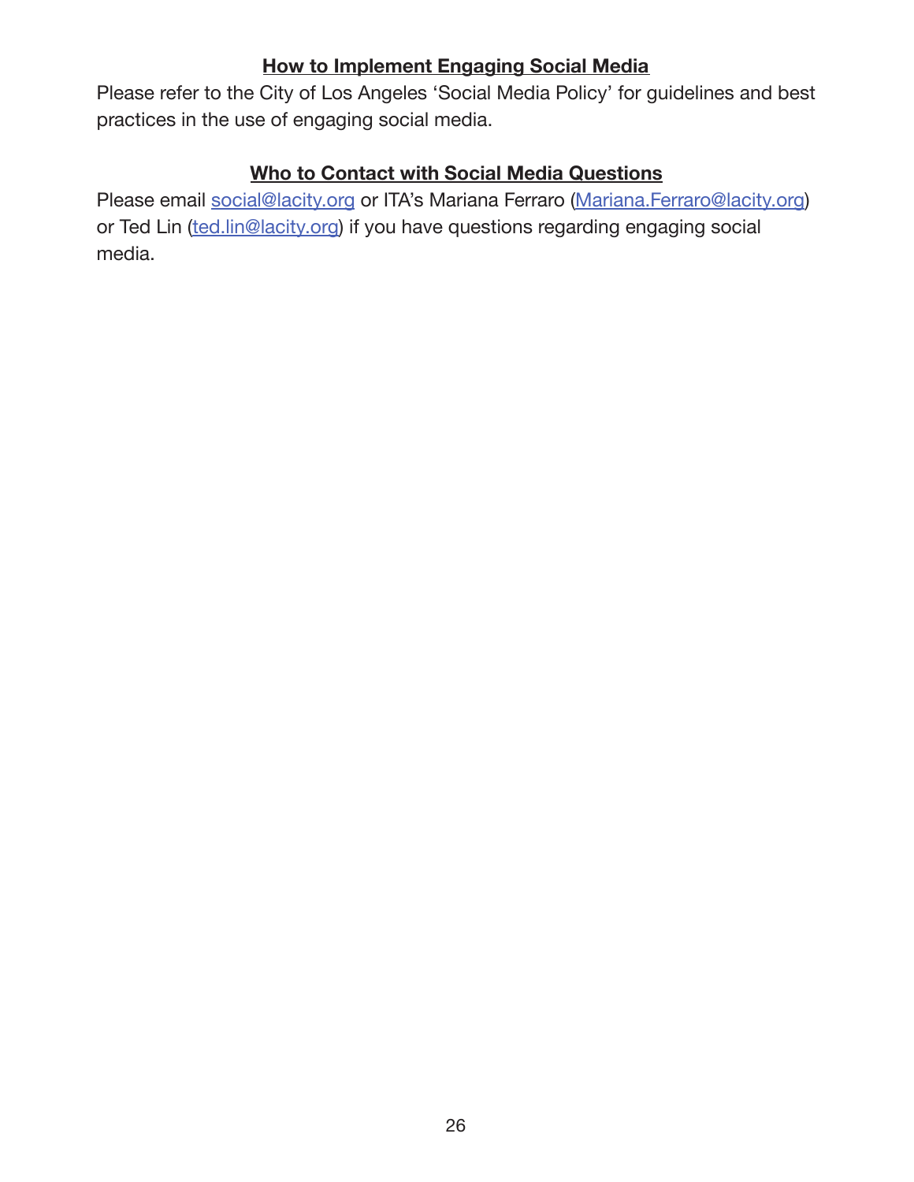## How to Implement Engaging Social Media

Please refer to the City of Los Angeles 'Social Media Policy' for guidelines and best practices in the use of engaging social media.

## Who to Contact with Social Media Questions

Please email social@lacity.org or ITA's Mariana Ferraro (Mariana.Ferraro@lacity.org) or Ted Lin (ted.lin@lacity.org) if you have questions regarding engaging social media.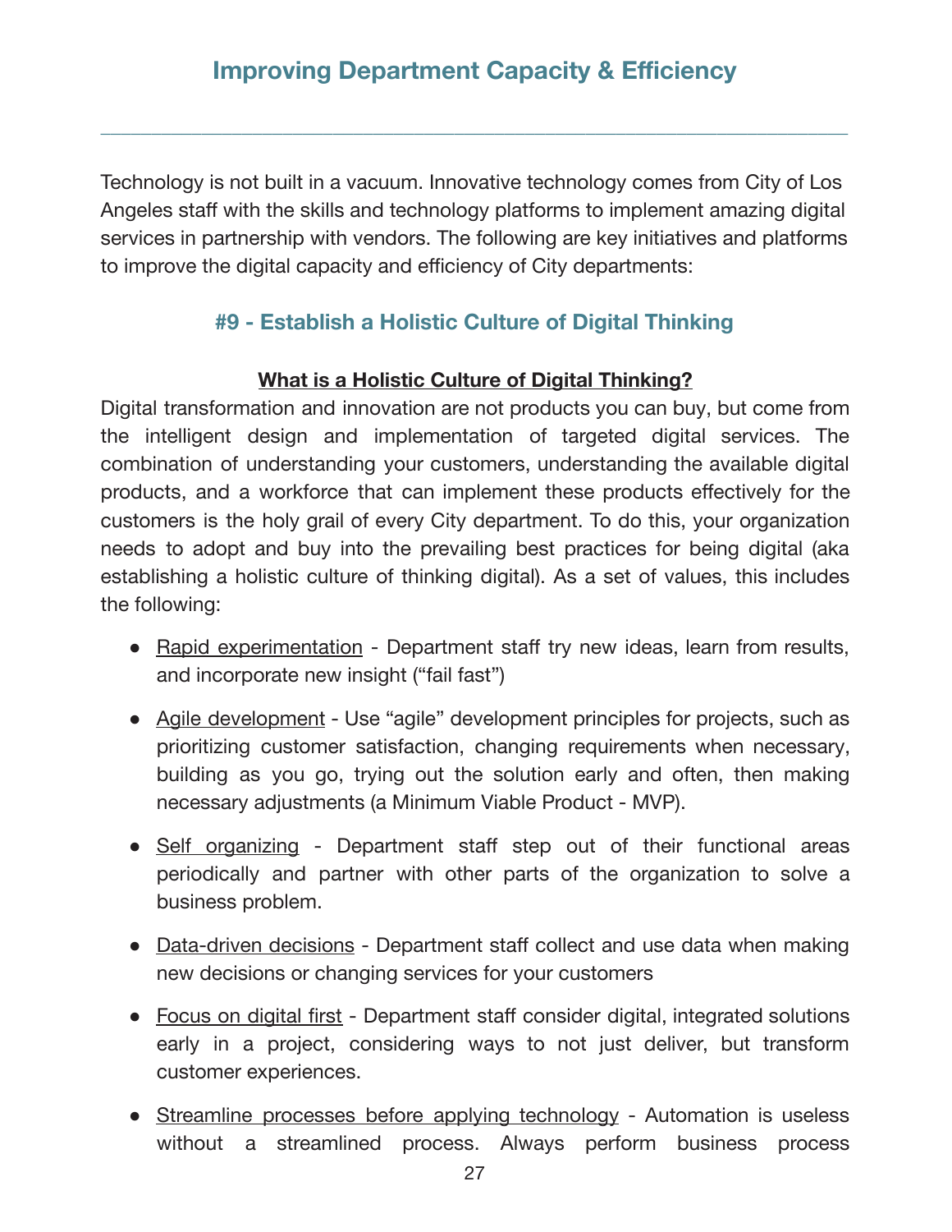## Improving Department Capacity & Efficiency

---

Technology is not built in a vacuum. Innovative technology comes from City of Los Angeles staff with the skills and technology platforms to implement amazing digital services in partnership with vendors. The following are key initiatives and platforms to improve the digital capacity and efficiency of City departments:

### #9 - Establish a Holistic Culture of Digital Thinking

**What is a Holistic Culture of Digital Thinking?**

Digital transformation and innovation are not products you can buy, but come from the intelligent design and implementation of targeted digital services. The combination of understanding your customers, understanding the available digital products, and a workforce that can implement these products effectively for the customers is the holy grail of every City department. To do this, your organization needs to adopt and buy into the prevailing best practices for being digital (aka establishing a holistic culture of thinking digital). As a set of values, this includes the following:

- Rapid experimentation - Department staff try new ideas, learn from results, and incorporate new insight ("fail fast")
- Agile development - Use "agile" development principles for projects, such as prioritizing customer satisfaction, changing requirements when necessary, building as you go, trying out the solution early and often, then making necessary adjustments (a Minimum Viable Product - MVP).
- Self organizing - Department staff step out of their functional areas periodically and partner with other parts of the organization to solve a business problem.
- Data-driven decisions - Department staff collect and use data when making new decisions or changing services for your customers
- Focus on digital first - Department staff consider digital, integrated solutions early in a project, considering ways to not just deliver, but transform customer experiences.
- Streamline processes before applying technology - Automation is useless without a streamlined process. Always perform business process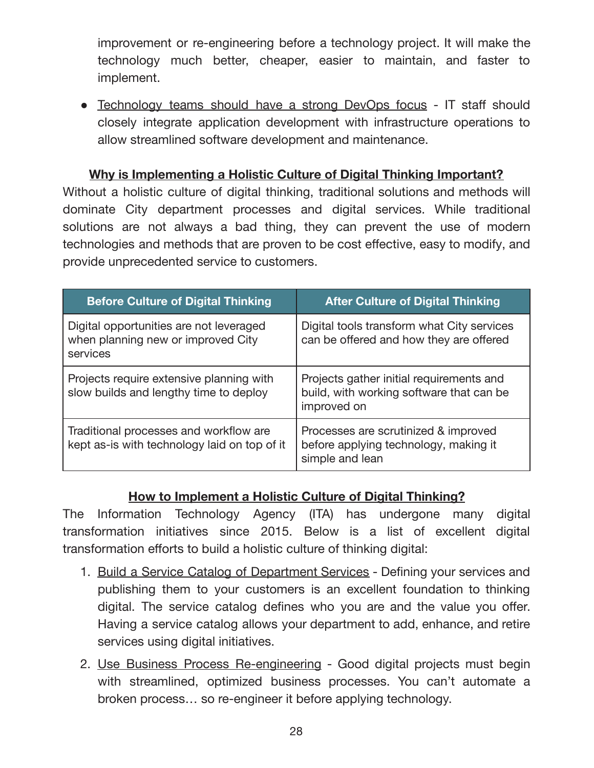improvement or re-engineering before a technology project. It will make the technology much better, cheaper, easier to maintain, and faster to implement.

- Technology teams should have a strong DevOps focus - IT staff should closely integrate application development with infrastructure operations to allow streamlined software development and maintenance.

## Why is Implementing a Holistic Culture of Digital Thinking Important?

Without a holistic culture of digital thinking, traditional solutions and methods will dominate City department processes and digital services. While traditional solutions are not always a bad thing, they can prevent the use of modern technologies and methods that are proven to be cost effective, easy to modify, and provide unprecedented service to customers.

| Before Culture of Digital Thinking | After Culture of Digital Thinking |
|---|---|
| Digital opportunities are not leveraged when planning new or improved City services | Digital tools transform what City services can be offered and how they are offered |
| Projects require extensive planning with slow builds and lengthy time to deploy | Projects gather initial requirements and build, with working software that can be improved on |
| Traditional processes and workflow are kept as-is with technology laid on top of it | Processes are scrutinized & improved before applying technology, making it simple and lean |

## How to Implement a Holistic Culture of Digital Thinking?

The Information Technology Agency (ITA) has undergone many digital transformation initiatives since 2015. Below is a list of excellent digital transformation efforts to build a holistic culture of thinking digital:

1. Build a Service Catalog of Department Services - Defining your services and publishing them to your customers is an excellent foundation to thinking digital. The service catalog defines who you are and the value you offer. Having a service catalog allows your department to add, enhance, and retire services using digital initiatives.
2. Use Business Process Re-engineering - Good digital projects must begin with streamlined, optimized business processes. You can't automate a broken process… so re-engineer it before applying technology.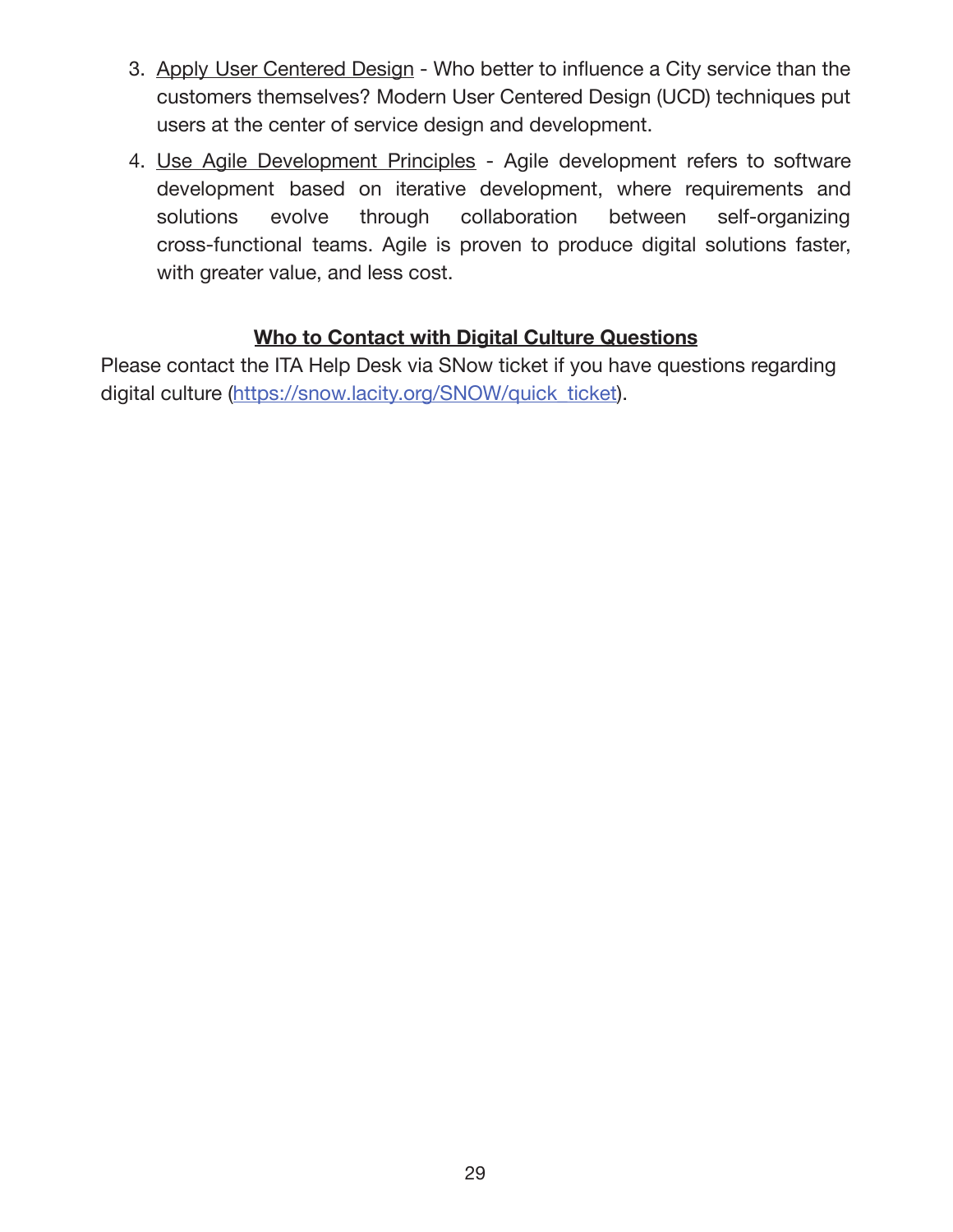3. Apply User Centered Design - Who better to influence a City service than the customers themselves? Modern User Centered Design (UCD) techniques put users at the center of service design and development.
4. Use Agile Development Principles - Agile development refers to software development based on iterative development, where requirements and solutions evolve through collaboration between self-organizing cross-functional teams. Agile is proven to produce digital solutions faster, with greater value, and less cost.

## Who to Contact with Digital Culture Questions

Please contact the ITA Help Desk via SNow ticket if you have questions regarding digital culture (https://snow.lacity.org/SNOW/quick_ticket).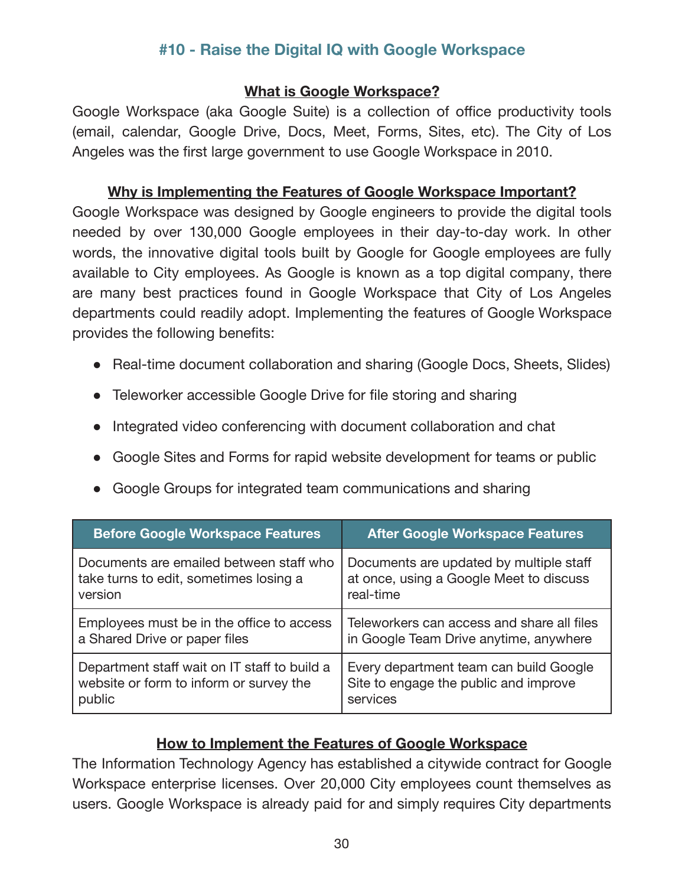## #10 - Raise the Digital IQ with Google Workspace

### What is Google Workspace?

Google Workspace (aka Google Suite) is a collection of office productivity tools (email, calendar, Google Drive, Docs, Meet, Forms, Sites, etc). The City of Los Angeles was the first large government to use Google Workspace in 2010.

### Why is Implementing the Features of Google Workspace Important?

Google Workspace was designed by Google engineers to provide the digital tools needed by over 130,000 Google employees in their day-to-day work. In other words, the innovative digital tools built by Google for Google employees are fully available to City employees. As Google is known as a top digital company, there are many best practices found in Google Workspace that City of Los Angeles departments could readily adopt. Implementing the features of Google Workspace provides the following benefits:

- Real-time document collaboration and sharing (Google Docs, Sheets, Slides)
- Teleworker accessible Google Drive for file storing and sharing
- Integrated video conferencing with document collaboration and chat
- Google Sites and Forms for rapid website development for teams or public
- Google Groups for integrated team communications and sharing

| Before Google Workspace Features | After Google Workspace Features |
|---|---|
| Documents are emailed between staff who take turns to edit, sometimes losing a version | Documents are updated by multiple staff at once, using a Google Meet to discuss real-time |
| Employees must be in the office to access a Shared Drive or paper files | Teleworkers can access and share all files in Google Team Drive anytime, anywhere |
| Department staff wait on IT staff to build a website or form to inform or survey the public | Every department team can build Google Site to engage the public and improve services |

### How to Implement the Features of Google Workspace

The Information Technology Agency has established a citywide contract for Google Workspace enterprise licenses. Over 20,000 City employees count themselves as users. Google Workspace is already paid for and simply requires City departments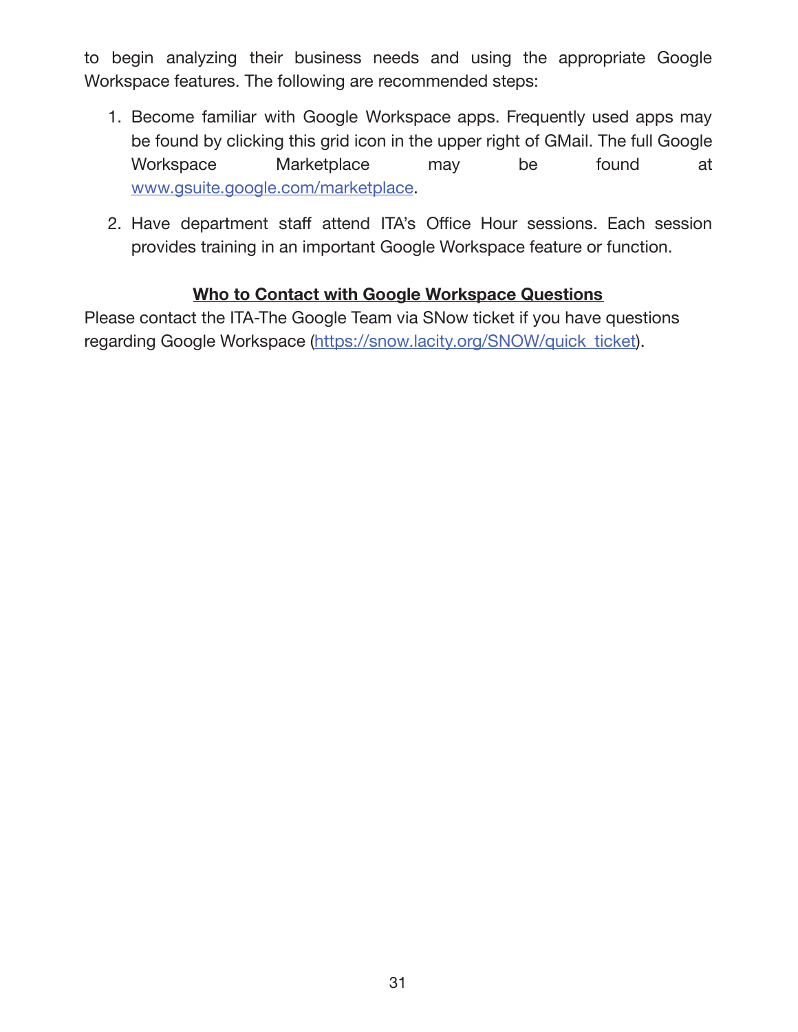to begin analyzing their business needs and using the appropriate Google Workspace features. The following are recommended steps:

1. Become familiar with Google Workspace apps. Frequently used apps may be found by clicking this grid icon in the upper right of GMail. The full Google Workspace Marketplace may be found at www.gsuite.google.com/marketplace.

2. Have department staff attend ITA's Office Hour sessions. Each session provides training in an important Google Workspace feature or function.

**Who to Contact with Google Workspace Questions**

Please contact the ITA-The Google Team via SNow ticket if you have questions regarding Google Workspace (https://snow.lacity.org/SNOW/quick_ticket).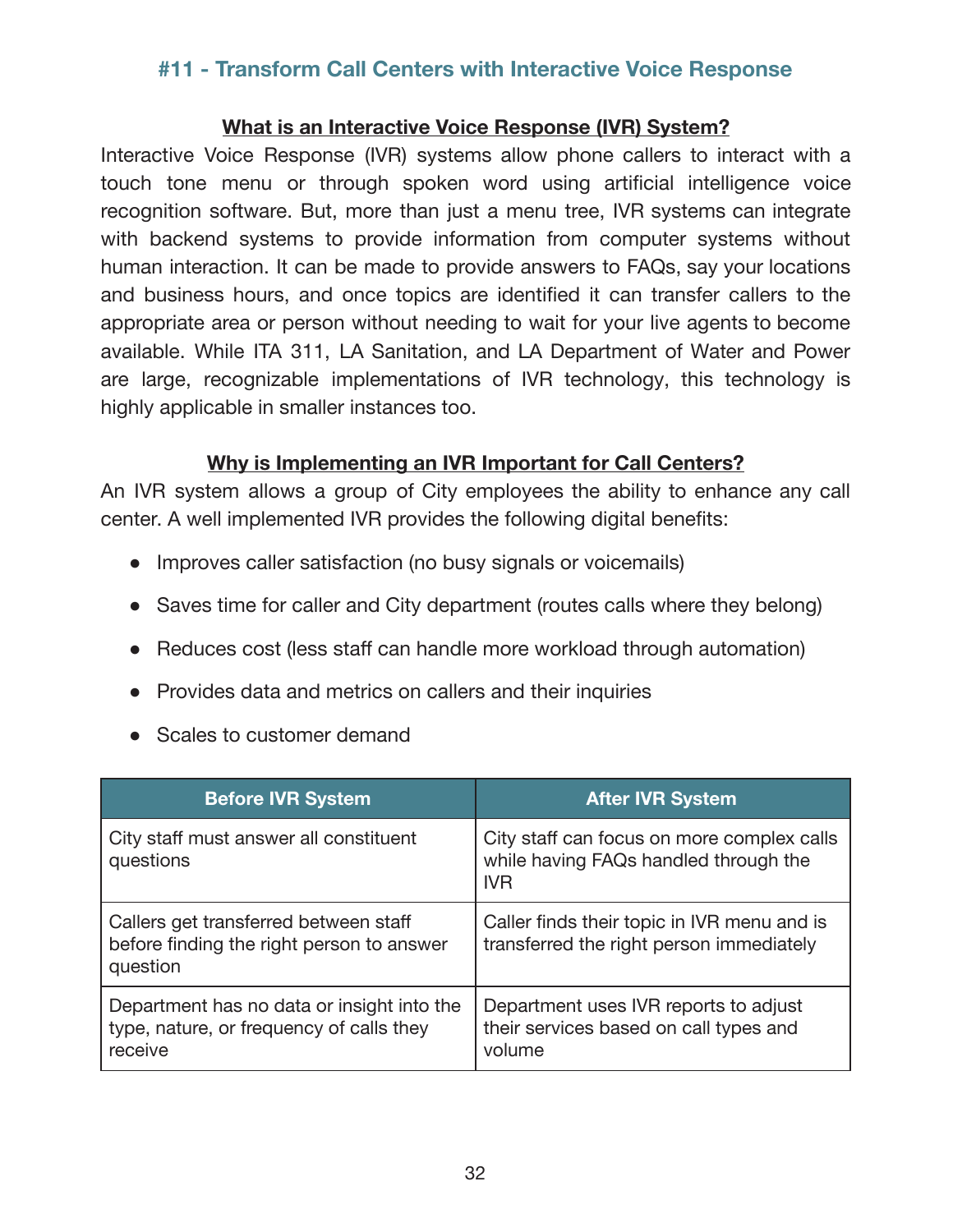## #11 - Transform Call Centers with Interactive Voice Response

### What is an Interactive Voice Response (IVR) System?

Interactive Voice Response (IVR) systems allow phone callers to interact with a touch tone menu or through spoken word using artificial intelligence voice recognition software. But, more than just a menu tree, IVR systems can integrate with backend systems to provide information from computer systems without human interaction. It can be made to provide answers to FAQs, say your locations and business hours, and once topics are identified it can transfer callers to the appropriate area or person without needing to wait for your live agents to become available. While ITA 311, LA Sanitation, and LA Department of Water and Power are large, recognizable implementations of IVR technology, this technology is highly applicable in smaller instances too.

### Why is Implementing an IVR Important for Call Centers?

An IVR system allows a group of City employees the ability to enhance any call center. A well implemented IVR provides the following digital benefits:

- Improves caller satisfaction (no busy signals or voicemails)
- Saves time for caller and City department (routes calls where they belong)
- Reduces cost (less staff can handle more workload through automation)
- Provides data and metrics on callers and their inquiries
- Scales to customer demand

| Before IVR System | After IVR System |
|---|---|
| City staff must answer all constituent questions | City staff can focus on more complex calls while having FAQs handled through the IVR |
| Callers get transferred between staff before finding the right person to answer question | Caller finds their topic in IVR menu and is transferred the right person immediately |
| Department has no data or insight into the type, nature, or frequency of calls they receive | Department uses IVR reports to adjust their services based on call types and volume |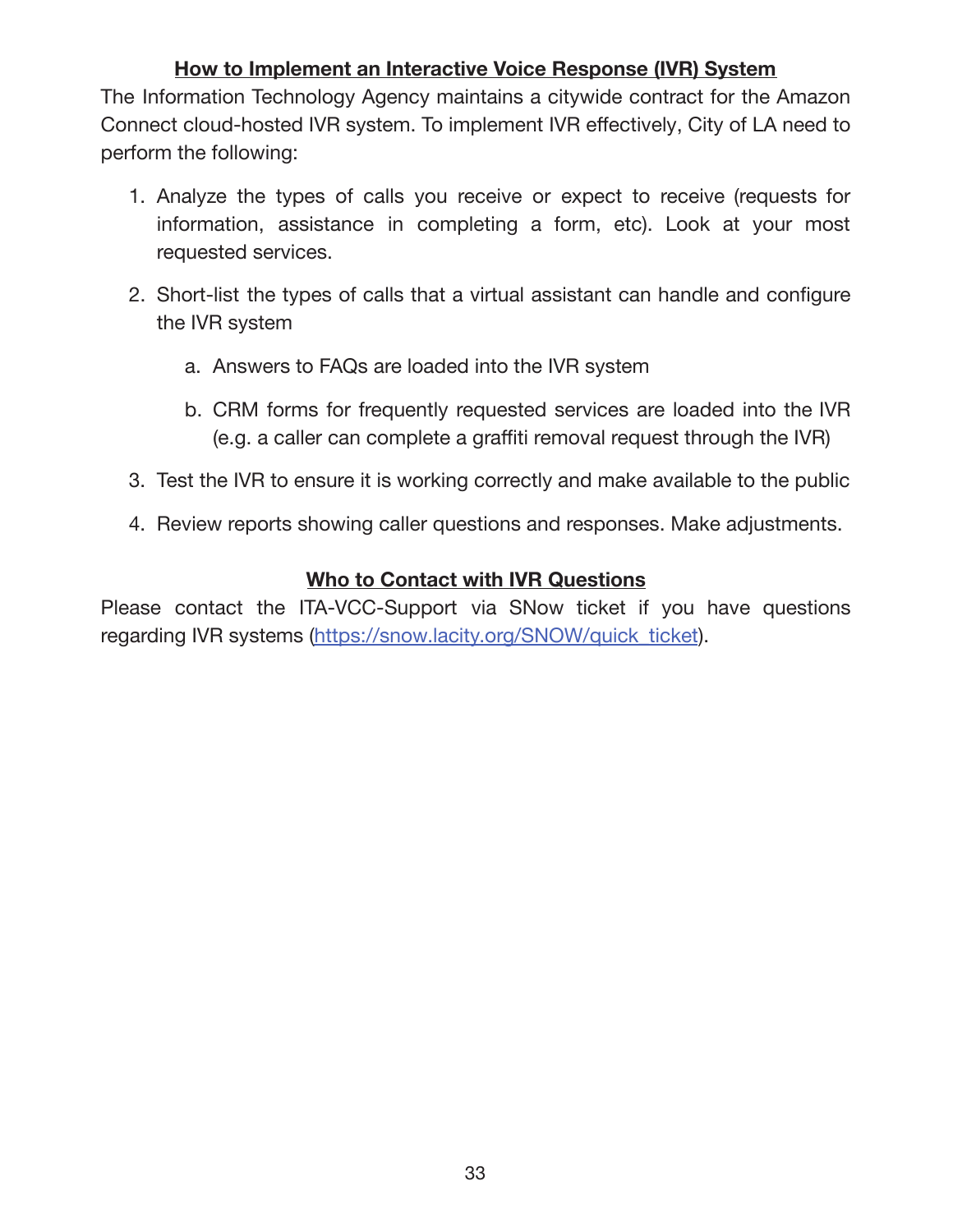## How to Implement an Interactive Voice Response (IVR) System

The Information Technology Agency maintains a citywide contract for the Amazon Connect cloud-hosted IVR system. To implement IVR effectively, City of LA need to perform the following:

1. Analyze the types of calls you receive or expect to receive (requests for information, assistance in completing a form, etc). Look at your most requested services.
2. Short-list the types of calls that a virtual assistant can handle and configure the IVR system
   a. Answers to FAQs are loaded into the IVR system
   b. CRM forms for frequently requested services are loaded into the IVR (e.g. a caller can complete a graffiti removal request through the IVR)
3. Test the IVR to ensure it is working correctly and make available to the public
4. Review reports showing caller questions and responses. Make adjustments.

## Who to Contact with IVR Questions

Please contact the ITA-VCC-Support via SNow ticket if you have questions regarding IVR systems ([https://snow.lacity.org/SNOW/quick_ticket](https://snow.lacity.org/SNOW/quick_ticket)).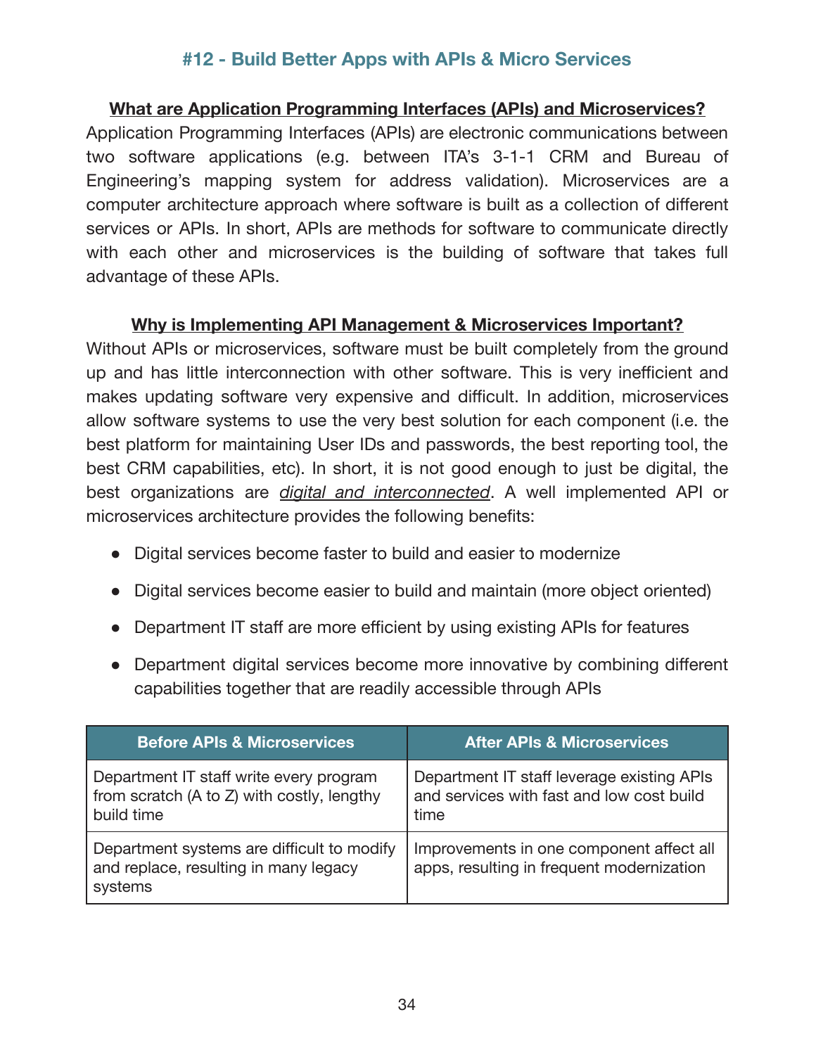## #12 - Build Better Apps with APIs & Micro Services

**What are Application Programming Interfaces (APIs) and Microservices?**

Application Programming Interfaces (APIs) are electronic communications between two software applications (e.g. between ITA's 3-1-1 CRM and Bureau of Engineering's mapping system for address validation). Microservices are a computer architecture approach where software is built as a collection of different services or APIs. In short, APIs are methods for software to communicate directly with each other and microservices is the building of software that takes full advantage of these APIs.

**Why is Implementing API Management & Microservices Important?**

Without APIs or microservices, software must be built completely from the ground up and has little interconnection with other software. This is very inefficient and makes updating software very expensive and difficult. In addition, microservices allow software systems to use the very best solution for each component (i.e. the best platform for maintaining User IDs and passwords, the best reporting tool, the best CRM capabilities, etc). In short, it is not good enough to just be digital, the best organizations are *digital and interconnected*. A well implemented API or microservices architecture provides the following benefits:

- Digital services become faster to build and easier to modernize
- Digital services become easier to build and maintain (more object oriented)
- Department IT staff are more efficient by using existing APIs for features
- Department digital services become more innovative by combining different capabilities together that are readily accessible through APIs

| Before APIs & Microservices | After APIs & Microservices |
|---|---|
| Department IT staff write every program from scratch (A to Z) with costly, lengthy build time | Department IT staff leverage existing APIs and services with fast and low cost build time |
| Department systems are difficult to modify and replace, resulting in many legacy systems | Improvements in one component affect all apps, resulting in frequent modernization |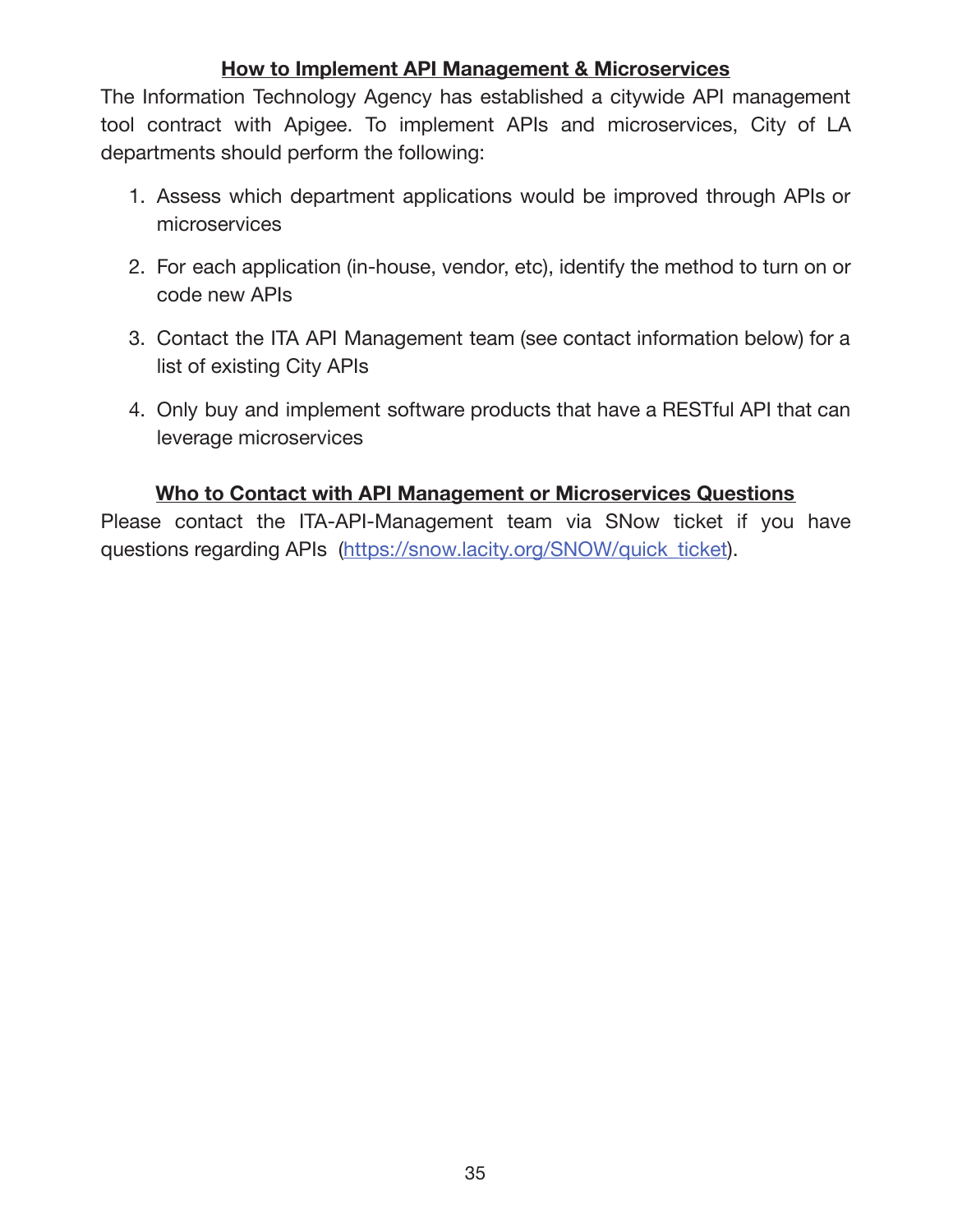## How to Implement API Management & Microservices

The Information Technology Agency has established a citywide API management tool contract with Apigee. To implement APIs and microservices, City of LA departments should perform the following:

1. Assess which department applications would be improved through APIs or microservices
2. For each application (in-house, vendor, etc), identify the method to turn on or code new APIs
3. Contact the ITA API Management team (see contact information below) for a list of existing City APIs
4. Only buy and implement software products that have a RESTful API that can leverage microservices

## Who to Contact with API Management or Microservices Questions

Please contact the ITA-API-Management team via SNow ticket if you have questions regarding APIs (https://snow.lacity.org/SNOW/quick_ticket).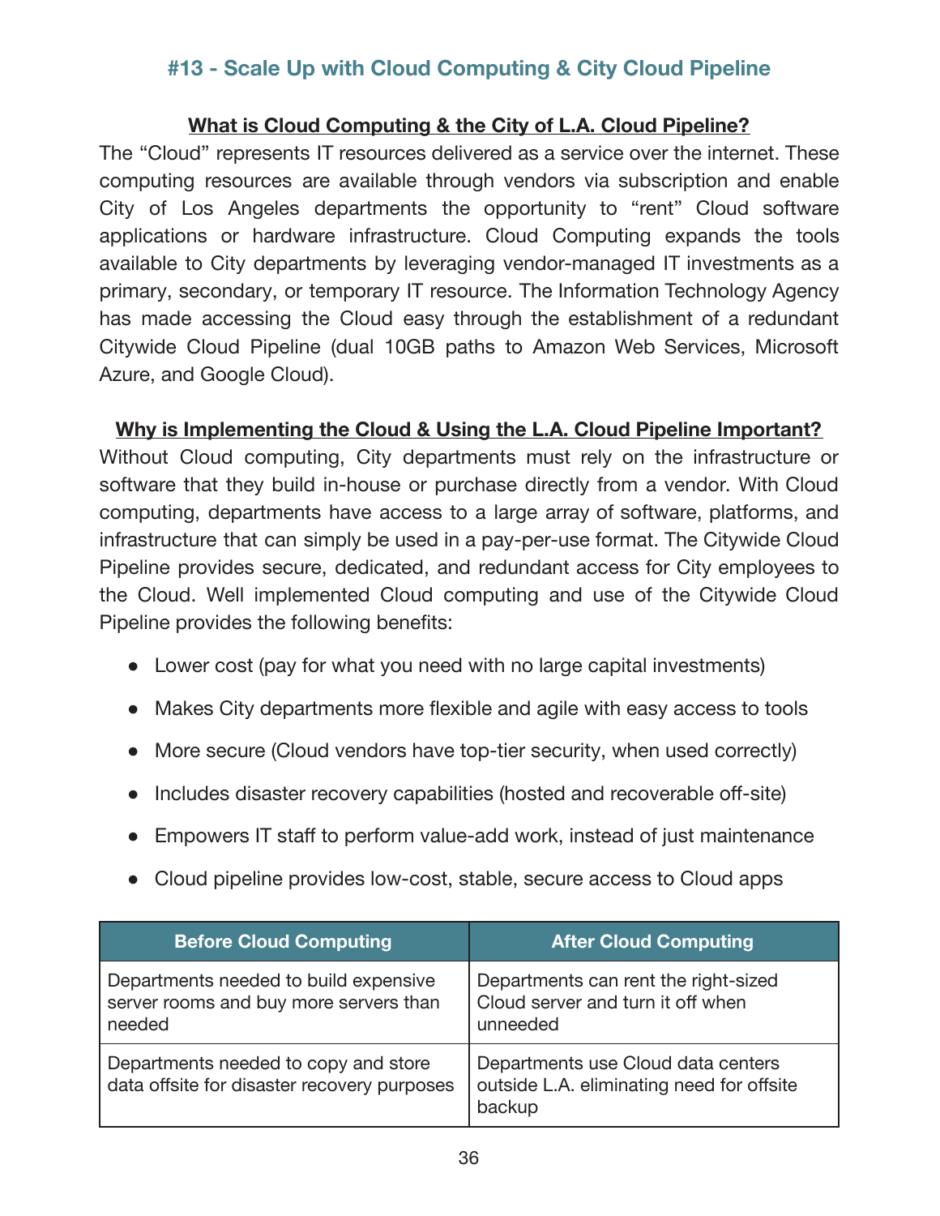## #13 - Scale Up with Cloud Computing & City Cloud Pipeline

### What is Cloud Computing & the City of L.A. Cloud Pipeline?

The "Cloud" represents IT resources delivered as a service over the internet. These computing resources are available through vendors via subscription and enable City of Los Angeles departments the opportunity to "rent" Cloud software applications or hardware infrastructure. Cloud Computing expands the tools available to City departments by leveraging vendor-managed IT investments as a primary, secondary, or temporary IT resource. The Information Technology Agency has made accessing the Cloud easy through the establishment of a redundant Citywide Cloud Pipeline (dual 10GB paths to Amazon Web Services, Microsoft Azure, and Google Cloud).

### Why is Implementing the Cloud & Using the L.A. Cloud Pipeline Important?

Without Cloud computing, City departments must rely on the infrastructure or software that they build in-house or purchase directly from a vendor. With Cloud computing, departments have access to a large array of software, platforms, and infrastructure that can simply be used in a pay-per-use format. The Citywide Cloud Pipeline provides secure, dedicated, and redundant access for City employees to the Cloud. Well implemented Cloud computing and use of the Citywide Cloud Pipeline provides the following benefits:

- Lower cost (pay for what you need with no large capital investments)
- Makes City departments more flexible and agile with easy access to tools
- More secure (Cloud vendors have top-tier security, when used correctly)
- Includes disaster recovery capabilities (hosted and recoverable off-site)
- Empowers IT staff to perform value-add work, instead of just maintenance
- Cloud pipeline provides low-cost, stable, secure access to Cloud apps

| Before Cloud Computing | After Cloud Computing |
| --- | --- |
| Departments needed to build expensive server rooms and buy more servers than needed | Departments can rent the right-sized Cloud server and turn it off when unneeded |
| Departments needed to copy and store data offsite for disaster recovery purposes | Departments use Cloud data centers outside L.A. eliminating need for offsite backup |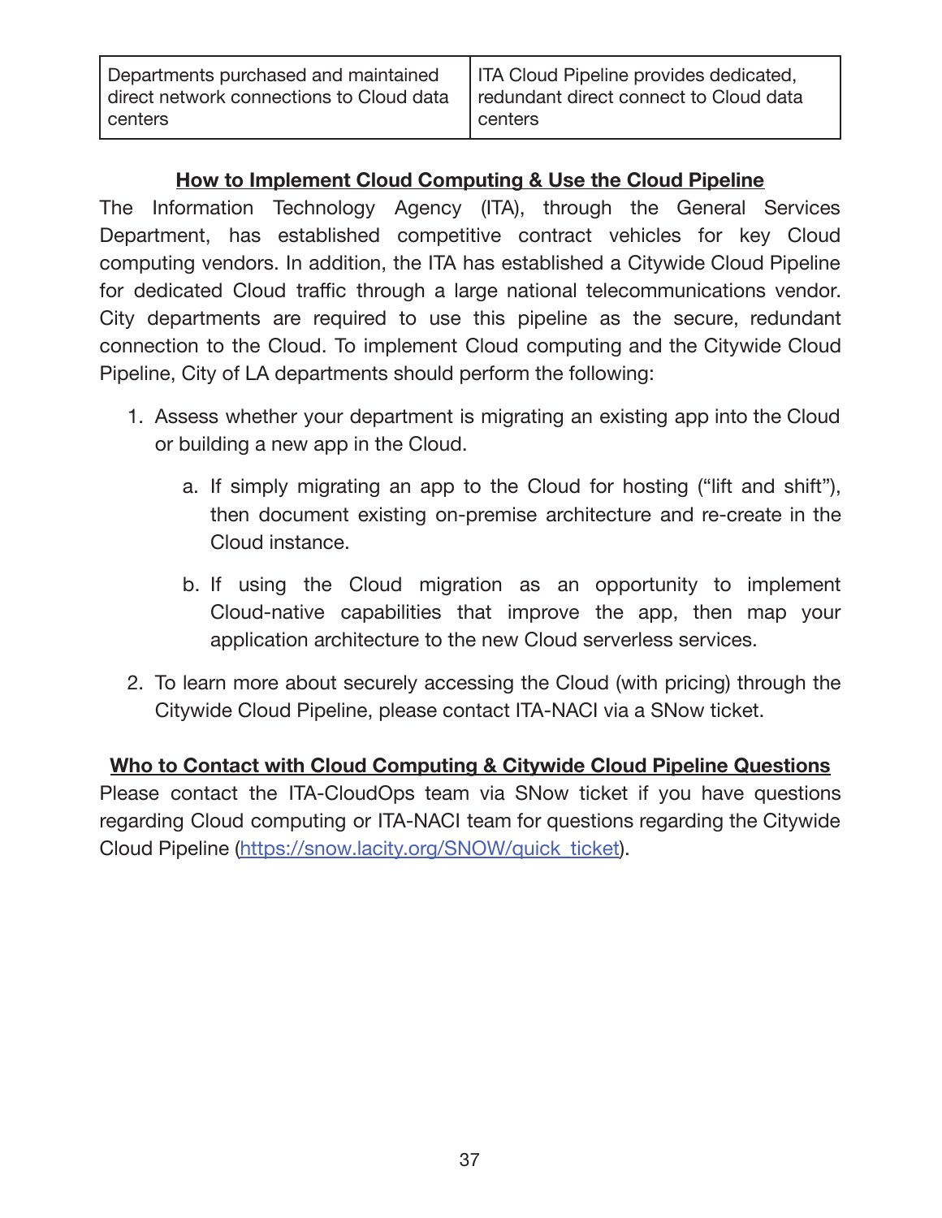| Departments purchased and maintained direct network connections to Cloud data centers | ITA Cloud Pipeline provides dedicated, redundant direct connect to Cloud data centers |
|---|---|

## How to Implement Cloud Computing & Use the Cloud Pipeline

The Information Technology Agency (ITA), through the General Services Department, has established competitive contract vehicles for key Cloud computing vendors. In addition, the ITA has established a Citywide Cloud Pipeline for dedicated Cloud traffic through a large national telecommunications vendor. City departments are required to use this pipeline as the secure, redundant connection to the Cloud. To implement Cloud computing and the Citywide Cloud Pipeline, City of LA departments should perform the following:

1. Assess whether your department is migrating an existing app into the Cloud or building a new app in the Cloud.
   a. If simply migrating an app to the Cloud for hosting ("lift and shift"), then document existing on-premise architecture and re-create in the Cloud instance.
   b. If using the Cloud migration as an opportunity to implement Cloud-native capabilities that improve the app, then map your application architecture to the new Cloud serverless services.
2. To learn more about securely accessing the Cloud (with pricing) through the Citywide Cloud Pipeline, please contact ITA-NACI via a SNow ticket.

## Who to Contact with Cloud Computing & Citywide Cloud Pipeline Questions

Please contact the ITA-CloudOps team via SNow ticket if you have questions regarding Cloud computing or ITA-NACI team for questions regarding the Citywide Cloud Pipeline (https://snow.lacity.org/SNOW/quick_ticket).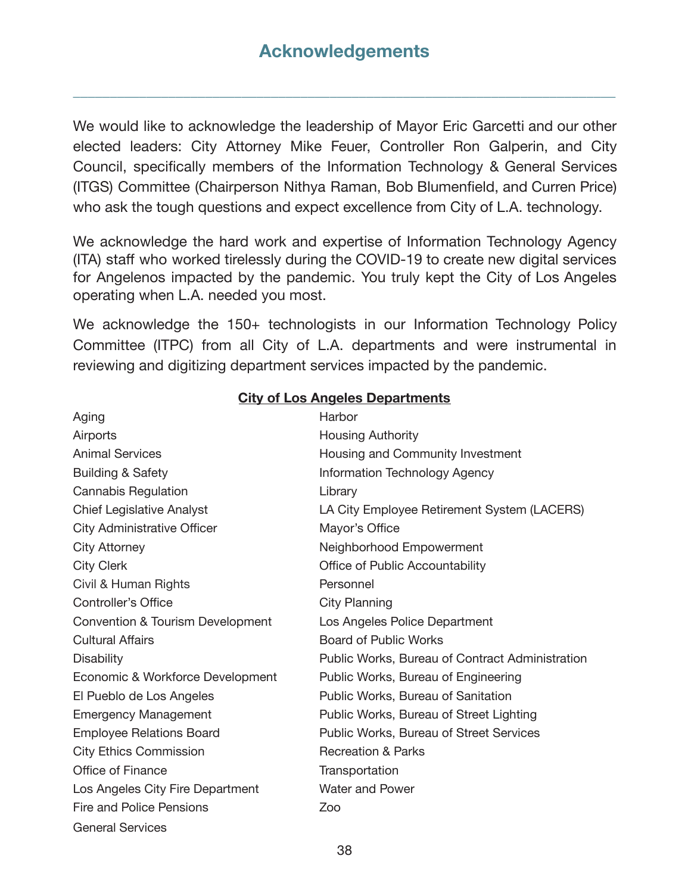# Acknowledgements

We would like to acknowledge the leadership of Mayor Eric Garcetti and our other elected leaders: City Attorney Mike Feuer, Controller Ron Galperin, and City Council, specifically members of the Information Technology & General Services (ITGS) Committee (Chairperson Nithya Raman, Bob Blumenfield, and Curren Price) who ask the tough questions and expect excellence from City of L.A. technology.

We acknowledge the hard work and expertise of Information Technology Agency (ITA) staff who worked tirelessly during the COVID-19 to create new digital services for Angelenos impacted by the pandemic. You truly kept the City of Los Angeles operating when L.A. needed you most.

We acknowledge the 150+ technologists in our Information Technology Policy Committee (ITPC) from all City of L.A. departments and were instrumental in reviewing and digitizing department services impacted by the pandemic.

**City of Los Angeles Departments**

- Aging
- Airports
- Animal Services
- Building & Safety
- Cannabis Regulation
- Chief Legislative Analyst
- City Administrative Officer
- City Attorney
- City Clerk
- Civil & Human Rights
- Controller's Office
- Convention & Tourism Development
- Cultural Affairs
- Disability
- Economic & Workforce Development
- El Pueblo de Los Angeles
- Emergency Management
- Employee Relations Board
- City Ethics Commission
- Office of Finance
- Los Angeles City Fire Department
- Fire and Police Pensions
- General Services
- Harbor
- Housing Authority
- Housing and Community Investment
- Information Technology Agency
- Library
- LA City Employee Retirement System (LACERS)
- Mayor's Office
- Neighborhood Empowerment
- Office of Public Accountability
- Personnel
- City Planning
- Los Angeles Police Department
- Board of Public Works
- Public Works, Bureau of Contract Administration
- Public Works, Bureau of Engineering
- Public Works, Bureau of Sanitation
- Public Works, Bureau of Street Lighting
- Public Works, Bureau of Street Services
- Recreation & Parks
- Transportation
- Water and Power
- Zoo